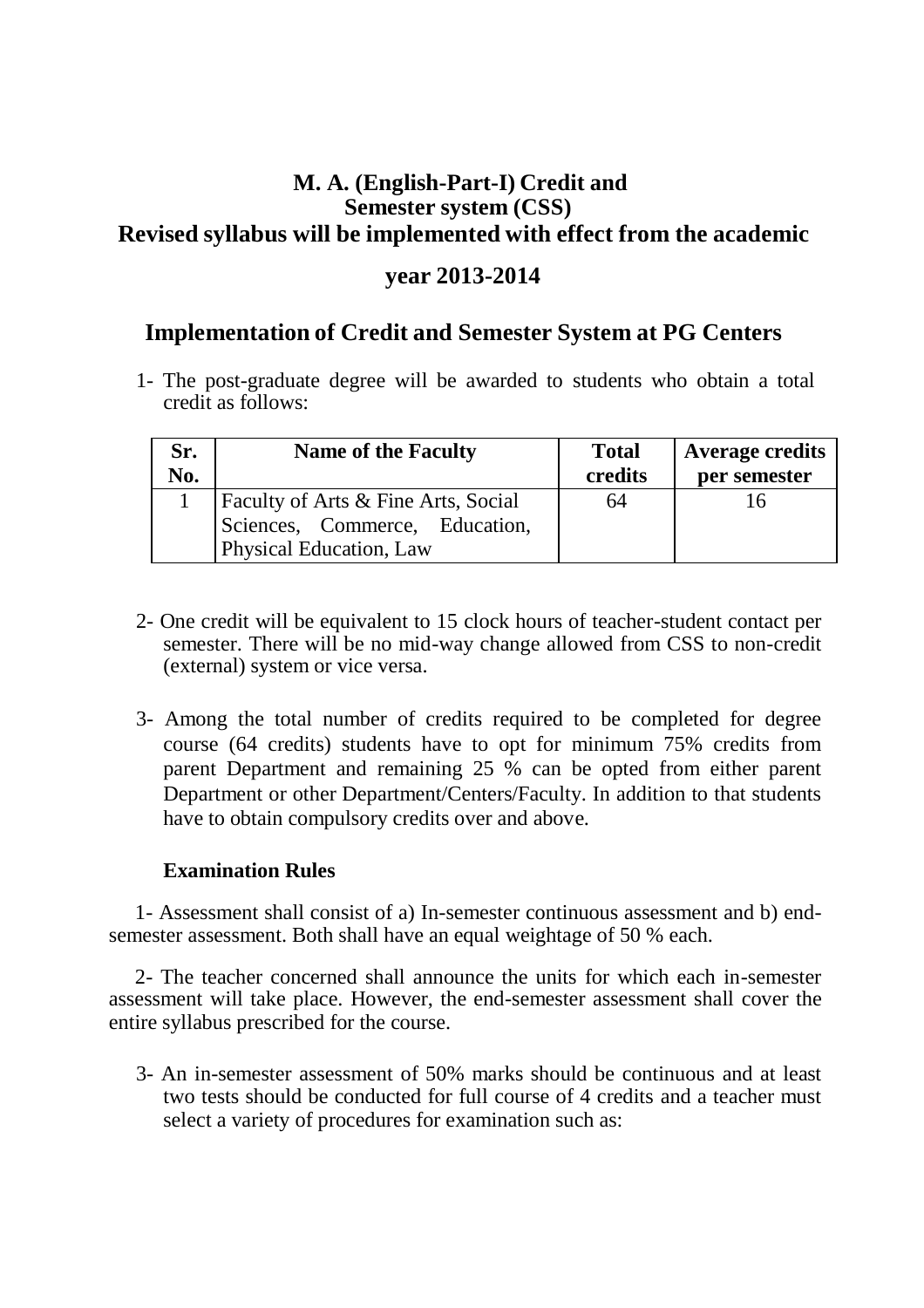# M. A. (English-Part-I) Credit and Semester system (CSS)
## Revised syllabus will be implemented with effect from the academic year 2013-2014

## Implementation of Credit and Semester System at PG Centers

1- The post-graduate degree will be awarded to students who obtain a total credit as follows:

| Sr. No. | Name of the Faculty | Total credits | Average credits per semester |
|---|---|---|---|
| 1 | Faculty of Arts & Fine Arts, Social Sciences, Commerce, Education, Physical Education, Law | 64 | 16 |

2- One credit will be equivalent to 15 clock hours of teacher-student contact per semester. There will be no mid-way change allowed from CSS to non-credit (external) system or vice versa.

3- Among the total number of credits required to be completed for degree course (64 credits) students have to opt for minimum 75% credits from parent Department and remaining 25 % can be opted from either parent Department or other Department/Centers/Faculty. In addition to that students have to obtain compulsory credits over and above.

### Examination Rules

1- Assessment shall consist of a) In-semester continuous assessment and b) end-semester assessment. Both shall have an equal weightage of 50 % each.

2- The teacher concerned shall announce the units for which each in-semester assessment will take place. However, the end-semester assessment shall cover the entire syllabus prescribed for the course.

3- An in-semester assessment of 50% marks should be continuous and at least two tests should be conducted for full course of 4 credits and a teacher must select a variety of procedures for examination such as: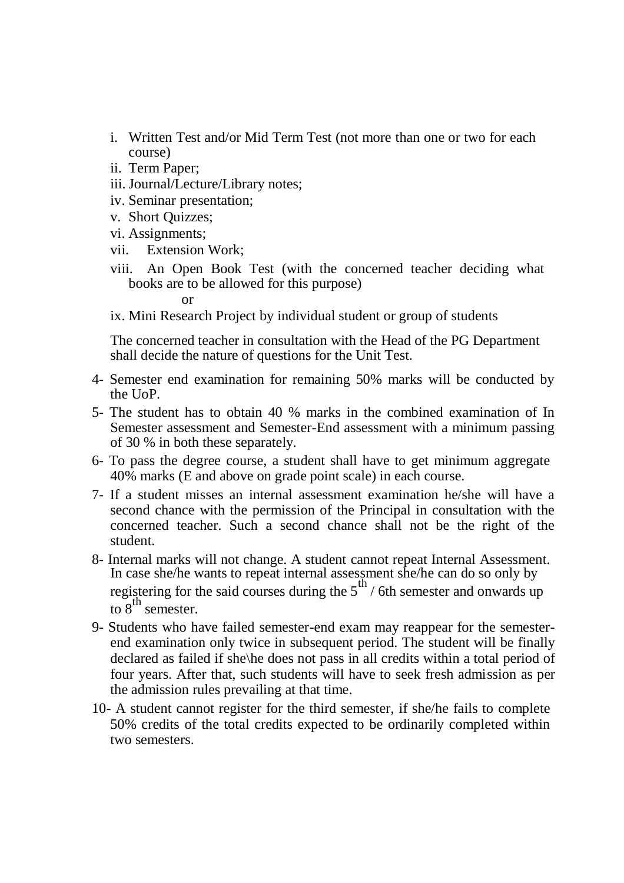i. Written Test and/or Mid Term Test (not more than one or two for each course)
ii. Term Paper;
iii. Journal/Lecture/Library notes;
iv. Seminar presentation;
v. Short Quizzes;
vi. Assignments;
vii. Extension Work;
viii. An Open Book Test (with the concerned teacher deciding what books are to be allowed for this purpose)

or

ix. Mini Research Project by individual student or group of students

The concerned teacher in consultation with the Head of the PG Department shall decide the nature of questions for the Unit Test.

4- Semester end examination for remaining 50% marks will be conducted by the UoP.

5- The student has to obtain 40 % marks in the combined examination of In Semester assessment and Semester-End assessment with a minimum passing of 30 % in both these separately.

6- To pass the degree course, a student shall have to get minimum aggregate 40% marks (E and above on grade point scale) in each course.

7- If a student misses an internal assessment examination he/she will have a second chance with the permission of the Principal in consultation with the concerned teacher. Such a second chance shall not be the right of the student.

8- Internal marks will not change. A student cannot repeat Internal Assessment. In case she/he wants to repeat internal assessment she/he can do so only by registering for the said courses during the $5^{th}$ / 6th semester and onwards up to $8^{th}$ semester.

9- Students who have failed semester-end exam may reappear for the semester-end examination only twice in subsequent period. The student will be finally declared as failed if she\he does not pass in all credits within a total period of four years. After that, such students will have to seek fresh admission as per the admission rules prevailing at that time.

10- A student cannot register for the third semester, if she/he fails to complete 50% credits of the total credits expected to be ordinarily completed within two semesters.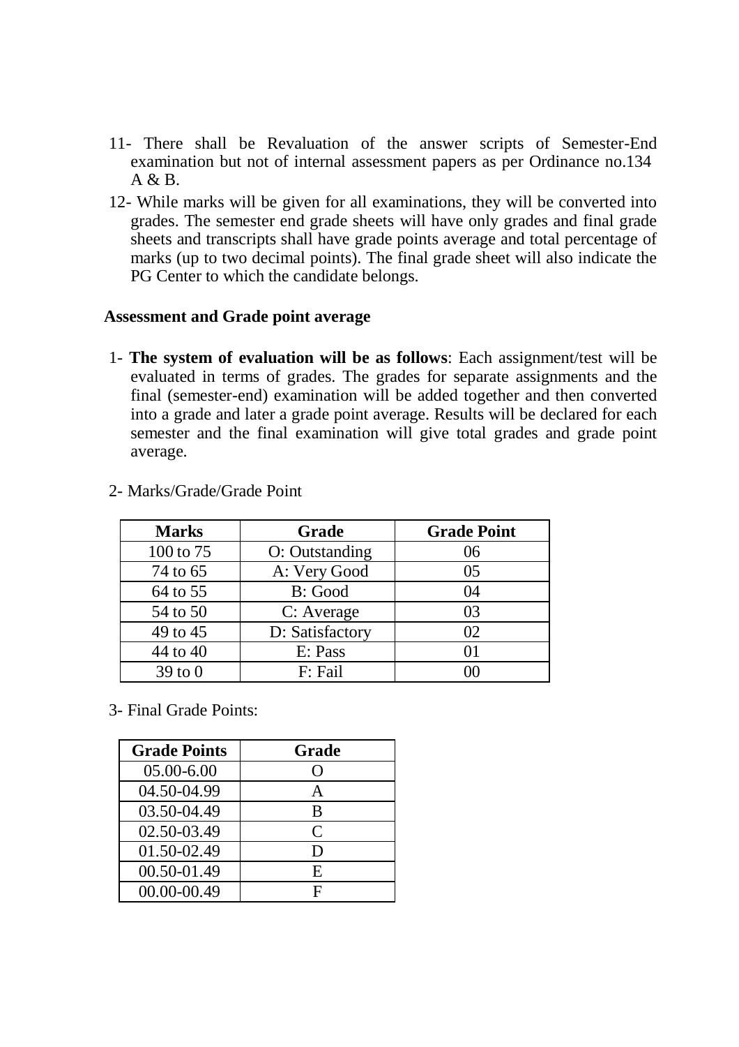11- There shall be Revaluation of the answer scripts of Semester-End examination but not of internal assessment papers as per Ordinance no.134 A & B.

12- While marks will be given for all examinations, they will be converted into grades. The semester end grade sheets will have only grades and final grade sheets and transcripts shall have grade points average and total percentage of marks (up to two decimal points). The final grade sheet will also indicate the PG Center to which the candidate belongs.

**Assessment and Grade point average**

1- **The system of evaluation will be as follows**: Each assignment/test will be evaluated in terms of grades. The grades for separate assignments and the final (semester-end) examination will be added together and then converted into a grade and later a grade point average. Results will be declared for each semester and the final examination will give total grades and grade point average.

2- Marks/Grade/Grade Point

| Marks | Grade | Grade Point |
|---|---|---|
| 100 to 75 | O: Outstanding | 06 |
| 74 to 65 | A: Very Good | 05 |
| 64 to 55 | B: Good | 04 |
| 54 to 50 | C: Average | 03 |
| 49 to 45 | D: Satisfactory | 02 |
| 44 to 40 | E: Pass | 01 |
| 39 to 0 | F: Fail | 00 |

3- Final Grade Points:

| Grade Points | Grade |
|---|---|
| 05.00-6.00 | O |
| 04.50-04.99 | A |
| 03.50-04.49 | B |
| 02.50-03.49 | C |
| 01.50-02.49 | D |
| 00.50-01.49 | E |
| 00.00-00.49 | F |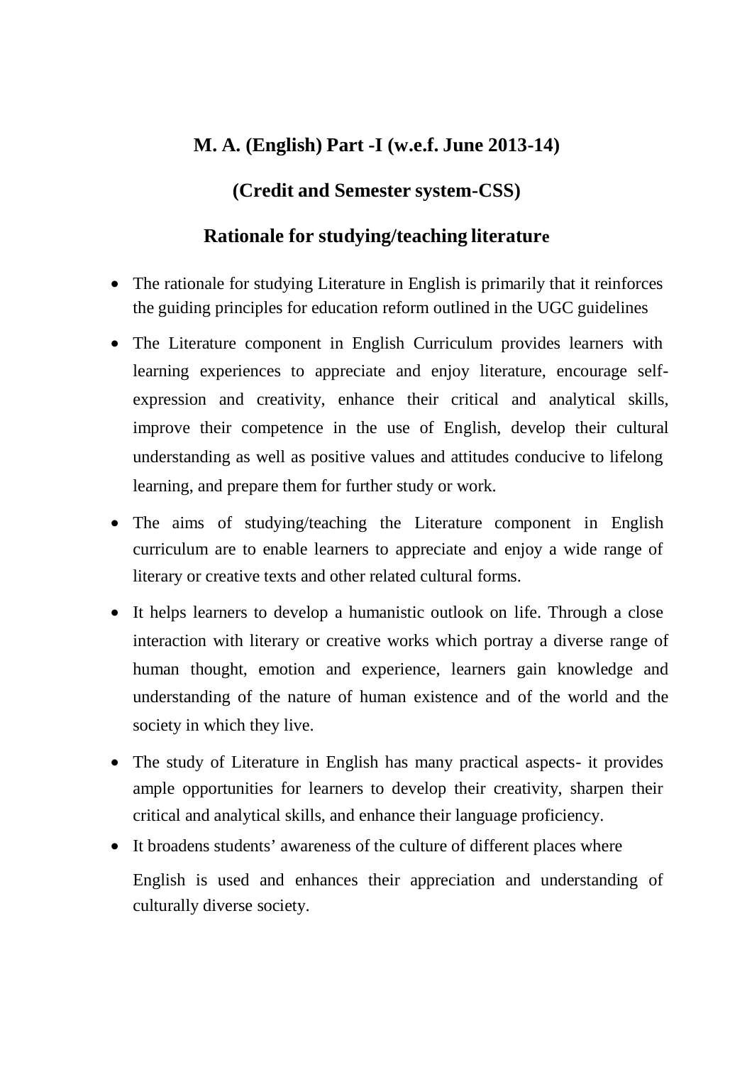## M. A. (English) Part -I (w.e.f. June 2013-14)

## (Credit and Semester system-CSS)

## Rationale for studying/teaching literature

- The rationale for studying Literature in English is primarily that it reinforces the guiding principles for education reform outlined in the UGC guidelines
- The Literature component in English Curriculum provides learners with learning experiences to appreciate and enjoy literature, encourage self-expression and creativity, enhance their critical and analytical skills, improve their competence in the use of English, develop their cultural understanding as well as positive values and attitudes conducive to lifelong learning, and prepare them for further study or work.
- The aims of studying/teaching the Literature component in English curriculum are to enable learners to appreciate and enjoy a wide range of literary or creative texts and other related cultural forms.
- It helps learners to develop a humanistic outlook on life. Through a close interaction with literary or creative works which portray a diverse range of human thought, emotion and experience, learners gain knowledge and understanding of the nature of human existence and of the world and the society in which they live.
- The study of Literature in English has many practical aspects- it provides ample opportunities for learners to develop their creativity, sharpen their critical and analytical skills, and enhance their language proficiency.
- It broadens students' awareness of the culture of different places where English is used and enhances their appreciation and understanding of culturally diverse society.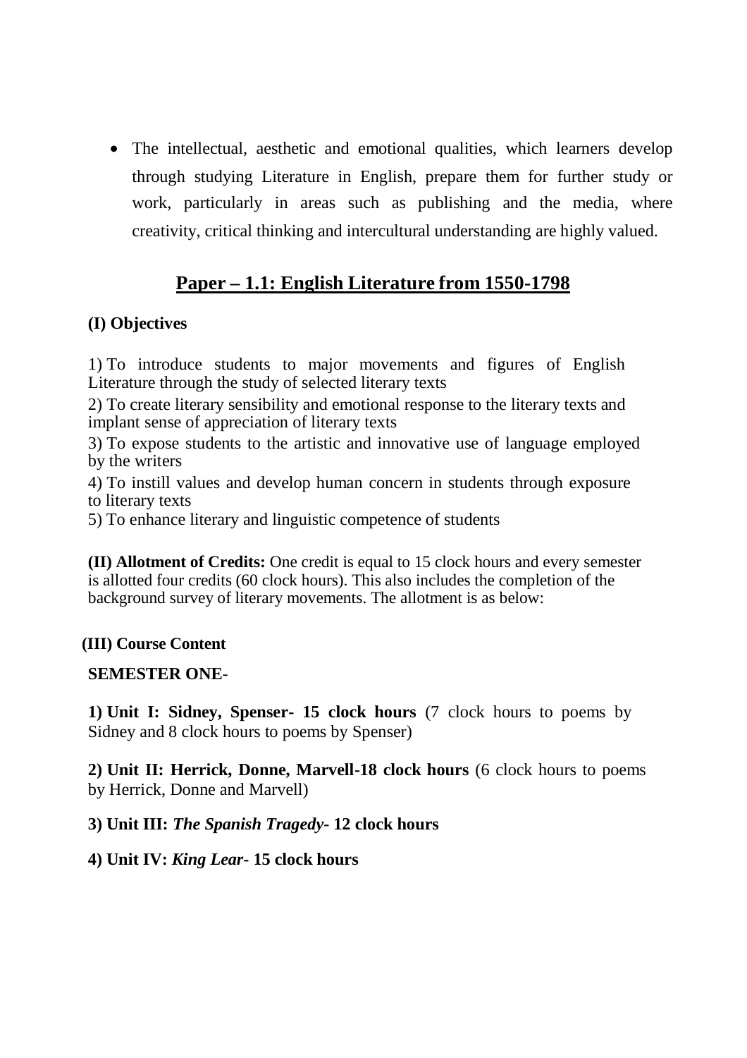- The intellectual, aesthetic and emotional qualities, which learners develop through studying Literature in English, prepare them for further study or work, particularly in areas such as publishing and the media, where creativity, critical thinking and intercultural understanding are highly valued.

## Paper – 1.1: English Literature from 1550-1798

**(I) Objectives**

1) To introduce students to major movements and figures of English Literature through the study of selected literary texts

2) To create literary sensibility and emotional response to the literary texts and implant sense of appreciation of literary texts

3) To expose students to the artistic and innovative use of language employed by the writers

4) To instill values and develop human concern in students through exposure to literary texts

5) To enhance literary and linguistic competence of students

**(II) Allotment of Credits:** One credit is equal to 15 clock hours and every semester is allotted four credits (60 clock hours). This also includes the completion of the background survey of literary movements. The allotment is as below:

**(III) Course Content**

**SEMESTER ONE**-

**1) Unit I: Sidney, Spenser- 15 clock hours** (7 clock hours to poems by Sidney and 8 clock hours to poems by Spenser)

**2) Unit II: Herrick, Donne, Marvell-18 clock hours** (6 clock hours to poems by Herrick, Donne and Marvell)

**3) Unit III:** ***The Spanish Tragedy*****- 12 clock hours**

**4) Unit IV:** ***King Lear*****- 15 clock hours**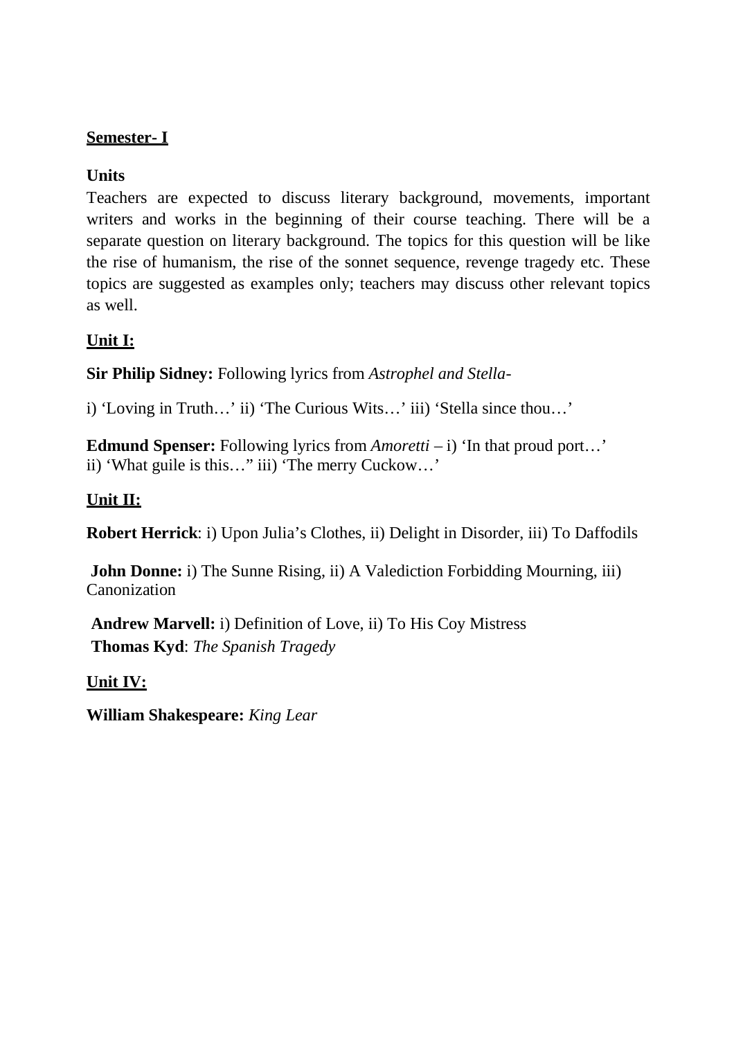**Semester- I**

**Units**

Teachers are expected to discuss literary background, movements, important writers and works in the beginning of their course teaching. There will be a separate question on literary background. The topics for this question will be like the rise of humanism, the rise of the sonnet sequence, revenge tragedy etc. These topics are suggested as examples only; teachers may discuss other relevant topics as well.

**Unit I:**

**Sir Philip Sidney:** Following lyrics from *Astrophel and Stella*-

i) 'Loving in Truth…' ii) 'The Curious Wits…' iii) 'Stella since thou…'

**Edmund Spenser:** Following lyrics from *Amoretti* – i) 'In that proud port…'
ii) 'What guile is this…" iii) 'The merry Cuckow…'

**Unit II:**

**Robert Herrick**: i) Upon Julia's Clothes, ii) Delight in Disorder, iii) To Daffodils

**John Donne:** i) The Sunne Rising, ii) A Valediction Forbidding Mourning, iii) Canonization

**Andrew Marvell:** i) Definition of Love, ii) To His Coy Mistress
**Thomas Kyd**: *The Spanish Tragedy*

**Unit IV:**

**William Shakespeare:** *King Lear*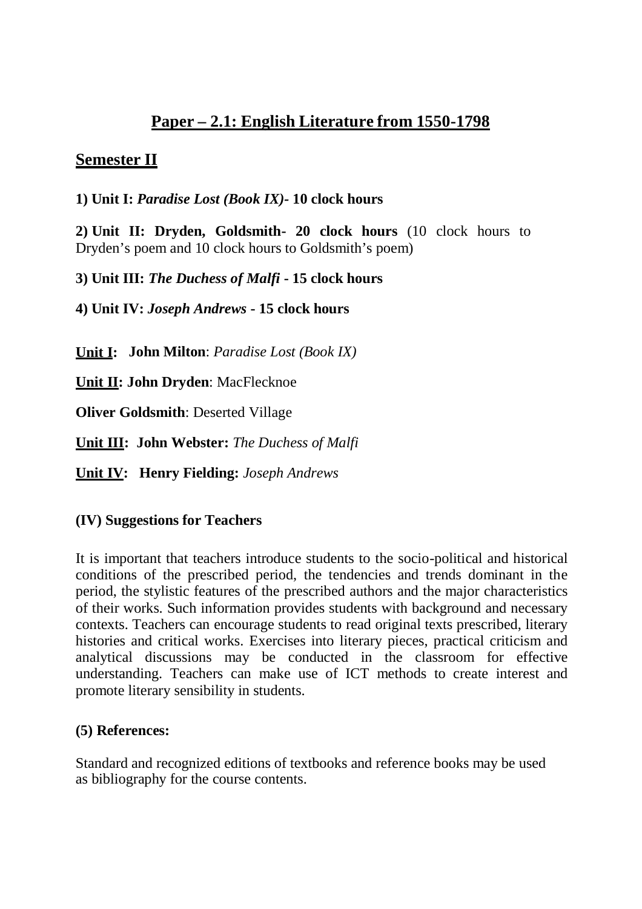## Paper – 2.1: English Literature from 1550-1798

## Semester II

**1) Unit I:** ***Paradise Lost (Book IX)*- 10 clock hours**

**2) Unit II: Dryden, Goldsmith- 20 clock hours** (10 clock hours to Dryden's poem and 10 clock hours to Goldsmith's poem)

**3) Unit III:** ***The Duchess of Malfi*** **- 15 clock hours**

**4) Unit IV:** ***Joseph Andrews*** **- 15 clock hours**

**Unit I: John Milton**: *Paradise Lost (Book IX)*

**Unit II: John Dryden**: MacFlecknoe

**Oliver Goldsmith**: Deserted Village

**Unit III: John Webster:** *The Duchess of Malfi*

**Unit IV: Henry Fielding:** *Joseph Andrews*

**(IV) Suggestions for Teachers**

It is important that teachers introduce students to the socio-political and historical conditions of the prescribed period, the tendencies and trends dominant in the period, the stylistic features of the prescribed authors and the major characteristics of their works. Such information provides students with background and necessary contexts. Teachers can encourage students to read original texts prescribed, literary histories and critical works. Exercises into literary pieces, practical criticism and analytical discussions may be conducted in the classroom for effective understanding. Teachers can make use of ICT methods to create interest and promote literary sensibility in students.

**(5) References:**

Standard and recognized editions of textbooks and reference books may be used as bibliography for the course contents.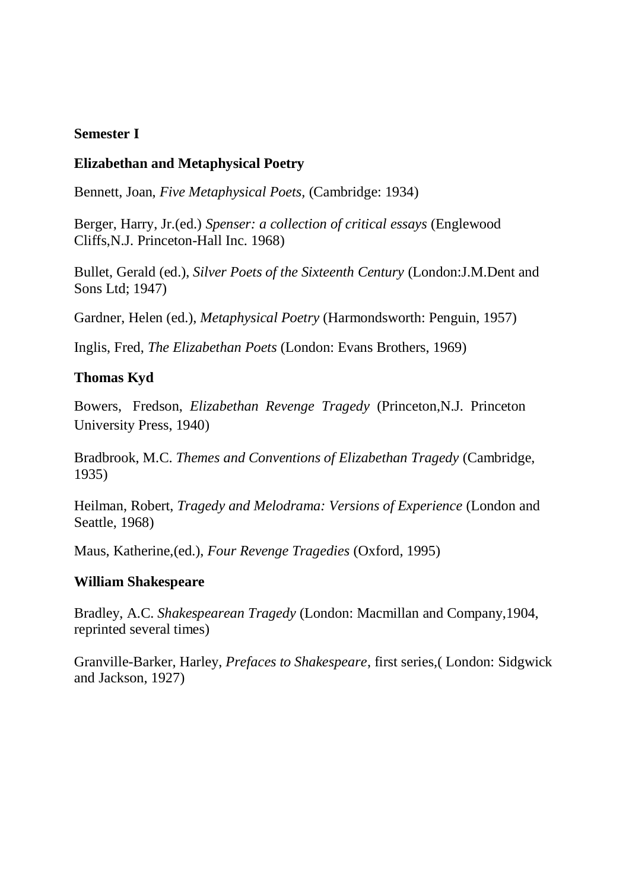**Semester I**

**Elizabethan and Metaphysical Poetry**

Bennett, Joan, *Five Metaphysical Poets*, (Cambridge: 1934)

Berger, Harry, Jr.(ed.) *Spenser: a collection of critical essays* (Englewood Cliffs,N.J. Princeton-Hall Inc. 1968)

Bullet, Gerald (ed.), *Silver Poets of the Sixteenth Century* (London:J.M.Dent and Sons Ltd; 1947)

Gardner, Helen (ed.), *Metaphysical Poetry* (Harmondsworth: Penguin, 1957)

Inglis, Fred, *The Elizabethan Poets* (London: Evans Brothers, 1969)

**Thomas Kyd**

Bowers, Fredson, *Elizabethan Revenge Tragedy* (Princeton,N.J. Princeton University Press, 1940)

Bradbrook, M.C. *Themes and Conventions of Elizabethan Tragedy* (Cambridge, 1935)

Heilman, Robert, *Tragedy and Melodrama: Versions of Experience* (London and Seattle, 1968)

Maus, Katherine,(ed.), *Four Revenge Tragedies* (Oxford, 1995)

**William Shakespeare**

Bradley, A.C. *Shakespearean Tragedy* (London: Macmillan and Company,1904, reprinted several times)

Granville-Barker, Harley, *Prefaces to Shakespeare*, first series,( London: Sidgwick and Jackson, 1927)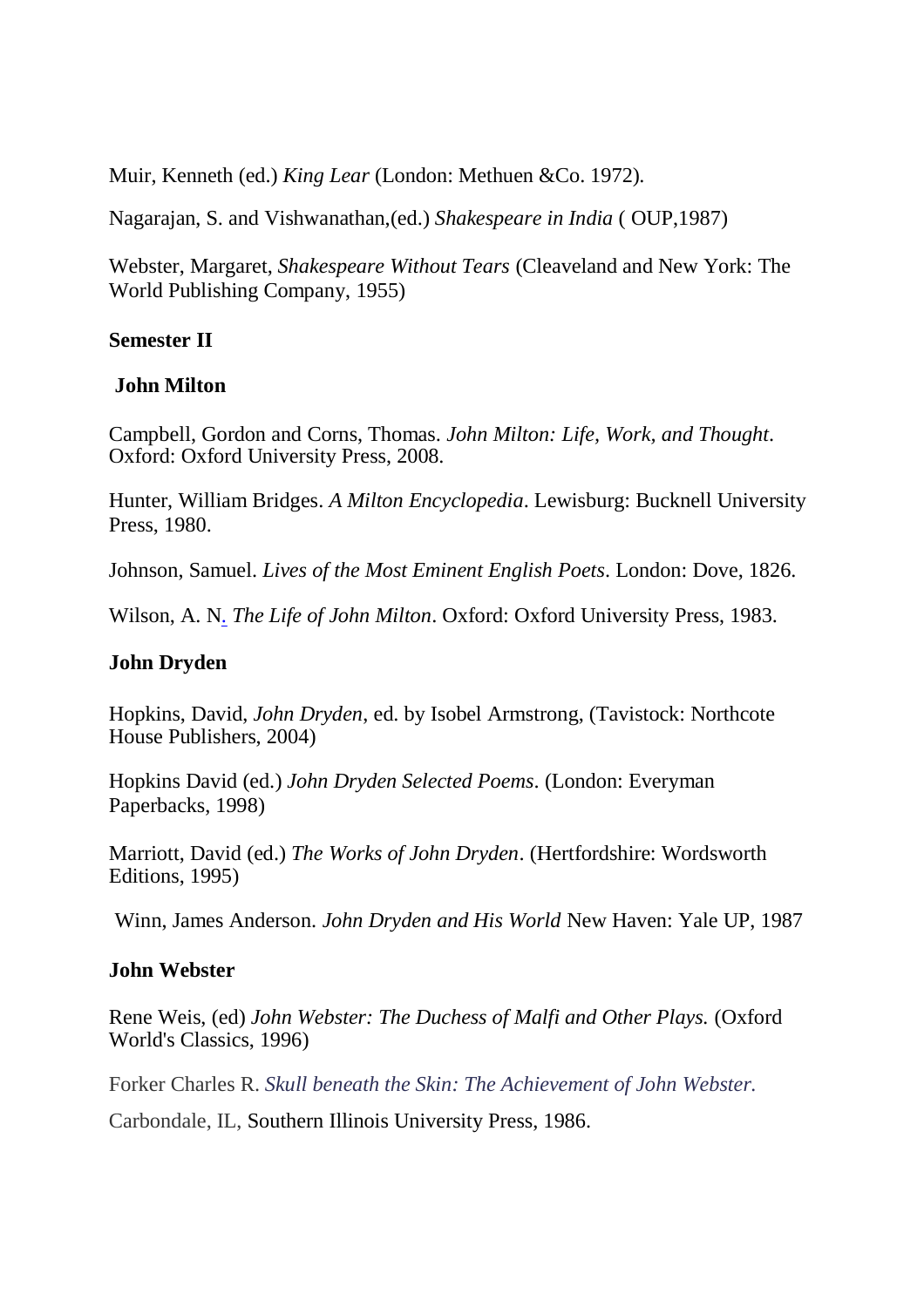Muir, Kenneth (ed.) *King Lear* (London: Methuen &Co. 1972).

Nagarajan, S. and Vishwanathan,(ed.) *Shakespeare in India* ( OUP,1987)

Webster, Margaret, *Shakespeare Without Tears* (Cleaveland and New York: The World Publishing Company, 1955)

**Semester II**

**John Milton**

Campbell, Gordon and Corns, Thomas. *John Milton: Life, Work, and Thought*. Oxford: Oxford University Press, 2008.

Hunter, William Bridges. *A Milton Encyclopedia*. Lewisburg: Bucknell University Press, 1980.

Johnson, Samuel. *Lives of the Most Eminent English Poets*. London: Dove, 1826.

Wilson, A. N. *The Life of John Milton*. Oxford: Oxford University Press, 1983.

**John Dryden**

Hopkins, David, *John Dryden*, ed. by Isobel Armstrong, (Tavistock: Northcote House Publishers, 2004)

Hopkins David (ed.) *John Dryden Selected Poems*. (London: Everyman Paperbacks, 1998)

Marriott, David (ed.) *The Works of John Dryden*. (Hertfordshire: Wordsworth Editions, 1995)

Winn, James Anderson. *John Dryden and His World* New Haven: Yale UP, 1987

**John Webster**

Rene Weis, (ed) *John Webster: The Duchess of Malfi and Other Plays.* (Oxford World's Classics, 1996)

Forker Charles R. *Skull beneath the Skin: The Achievement of John Webster.*

Carbondale, IL, Southern Illinois University Press, 1986.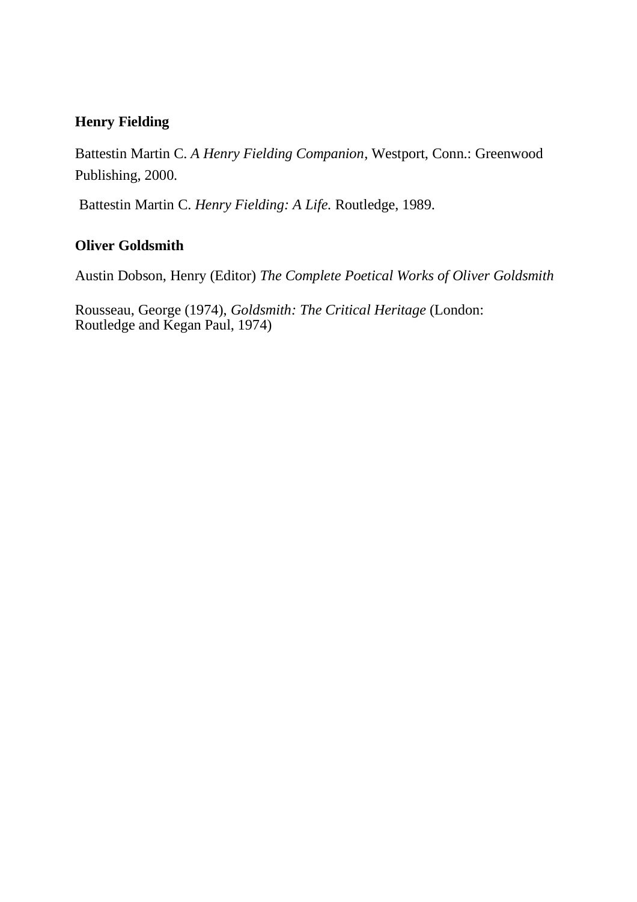**Henry Fielding**

Battestin Martin C. *A Henry Fielding Companion*, Westport, Conn.: Greenwood Publishing, 2000.

Battestin Martin C. *Henry Fielding: A Life.* Routledge, 1989.

**Oliver Goldsmith**

Austin Dobson, Henry (Editor) *The Complete Poetical Works of Oliver Goldsmith*

Rousseau, George (1974), *Goldsmith: The Critical Heritage* (London: Routledge and Kegan Paul, 1974)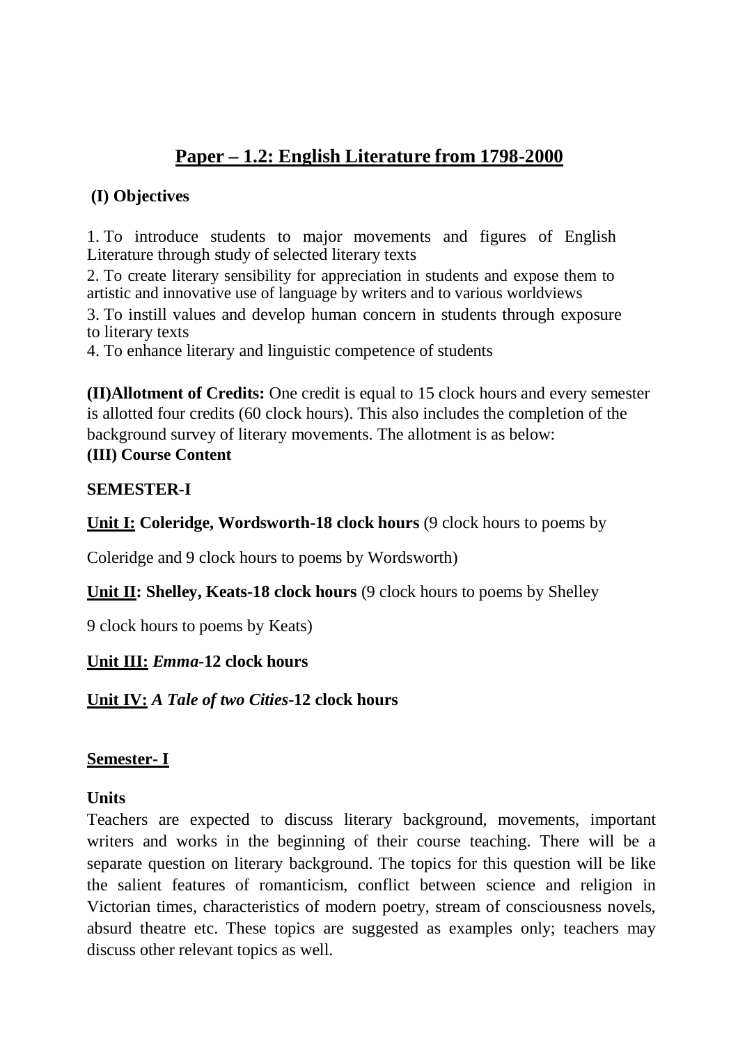# <u>Paper – 1.2: English Literature from 1798-2000</u>

**(I) Objectives**

1. To introduce students to major movements and figures of English Literature through study of selected literary texts
2. To create literary sensibility for appreciation in students and expose them to artistic and innovative use of language by writers and to various worldviews
3. To instill values and develop human concern in students through exposure to literary texts
4. To enhance literary and linguistic competence of students

**(II)Allotment of Credits:** One credit is equal to 15 clock hours and every semester is allotted four credits (60 clock hours). This also includes the completion of the background survey of literary movements. The allotment is as below:
**(III) Course Content**

**SEMESTER-I**

**<u>Unit I:</u> Coleridge, Wordsworth-18 clock hours** (9 clock hours to poems by Coleridge and 9 clock hours to poems by Wordsworth)

**<u>Unit II</u>: Shelley, Keats-18 clock hours** (9 clock hours to poems by Shelley 9 clock hours to poems by Keats)

**<u>Unit III:</u> *Emma*-12 clock hours**

**<u>Unit IV:</u> *A Tale of two Cities*-12 clock hours**

**<u>Semester- I</u>**

**Units**

Teachers are expected to discuss literary background, movements, important writers and works in the beginning of their course teaching. There will be a separate question on literary background. The topics for this question will be like the salient features of romanticism, conflict between science and religion in Victorian times, characteristics of modern poetry, stream of consciousness novels, absurd theatre etc. These topics are suggested as examples only; teachers may discuss other relevant topics as well.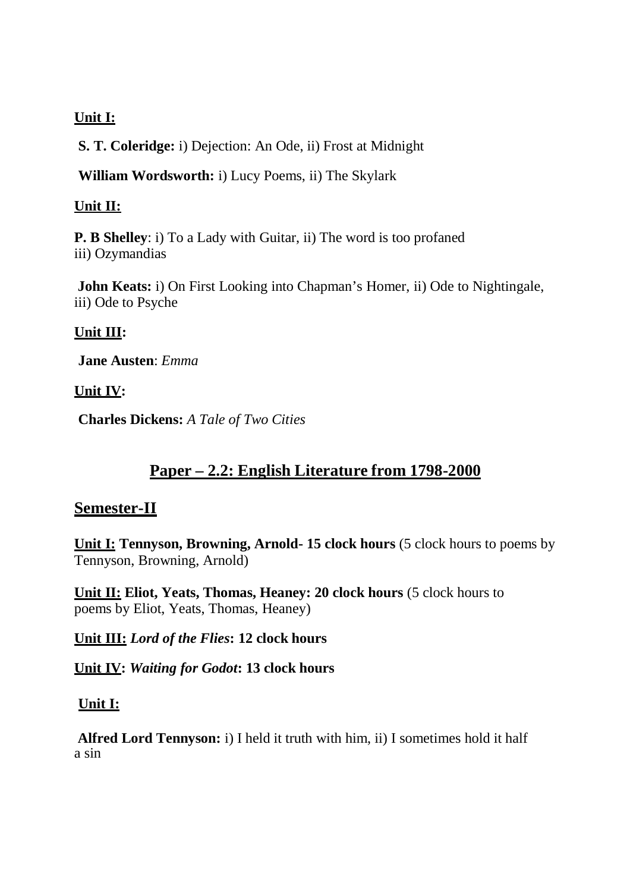**Unit I:**

**S. T. Coleridge:** i) Dejection: An Ode, ii) Frost at Midnight

**William Wordsworth:** i) Lucy Poems, ii) The Skylark

**Unit II:**

**P. B Shelley**: i) To a Lady with Guitar, ii) The word is too profaned iii) Ozymandias

**John Keats:** i) On First Looking into Chapman's Homer, ii) Ode to Nightingale, iii) Ode to Psyche

**Unit III:**

**Jane Austen**: *Emma*

**Unit IV:**

**Charles Dickens:** *A Tale of Two Cities*

## Paper – 2.2: English Literature from 1798-2000

## Semester-II

**Unit I: Tennyson, Browning, Arnold- 15 clock hours** (5 clock hours to poems by Tennyson, Browning, Arnold)

**Unit II: Eliot, Yeats, Thomas, Heaney: 20 clock hours** (5 clock hours to poems by Eliot, Yeats, Thomas, Heaney)

**Unit III: *Lord of the Flies*: 12 clock hours**

**Unit IV: *Waiting for Godot*: 13 clock hours**

**Unit I:**

**Alfred Lord Tennyson:** i) I held it truth with him, ii) I sometimes hold it half a sin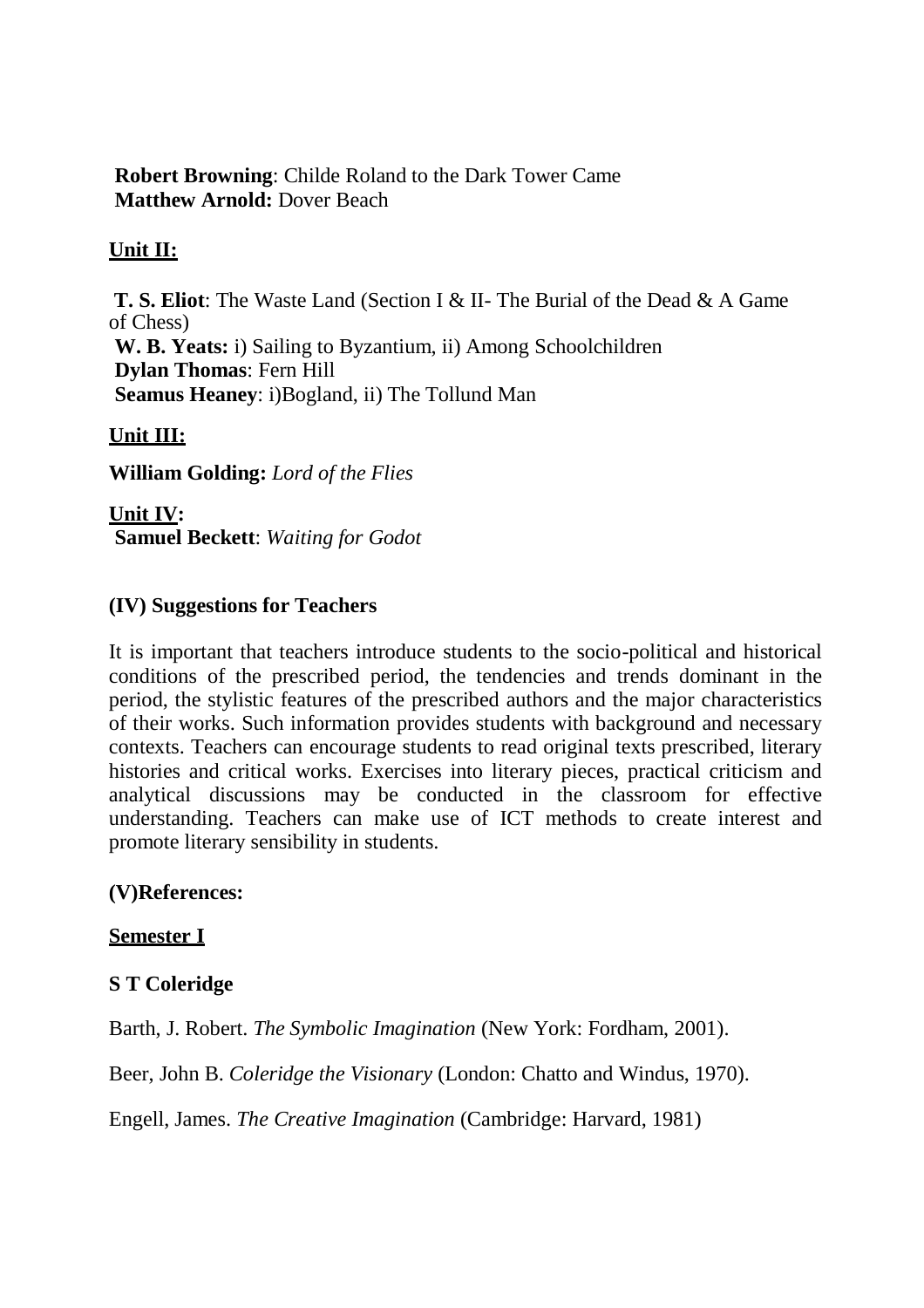**Robert Browning**: Childe Roland to the Dark Tower Came
**Matthew Arnold:** Dover Beach

**Unit II:**

**T. S. Eliot**: The Waste Land (Section I & II- The Burial of the Dead & A Game of Chess)
**W. B. Yeats:** i) Sailing to Byzantium, ii) Among Schoolchildren
**Dylan Thomas**: Fern Hill
**Seamus Heaney**: i)Bogland, ii) The Tollund Man

**Unit III:**

**William Golding:** *Lord of the Flies*

**Unit IV:**
**Samuel Beckett**: *Waiting for Godot*

**(IV) Suggestions for Teachers**

It is important that teachers introduce students to the socio-political and historical conditions of the prescribed period, the tendencies and trends dominant in the period, the stylistic features of the prescribed authors and the major characteristics of their works. Such information provides students with background and necessary contexts. Teachers can encourage students to read original texts prescribed, literary histories and critical works. Exercises into literary pieces, practical criticism and analytical discussions may be conducted in the classroom for effective understanding. Teachers can make use of ICT methods to create interest and promote literary sensibility in students.

**(V)References:**

**Semester I**

**S T Coleridge**

Barth, J. Robert. *The Symbolic Imagination* (New York: Fordham, 2001).

Beer, John B. *Coleridge the Visionary* (London: Chatto and Windus, 1970).

Engell, James. *The Creative Imagination* (Cambridge: Harvard, 1981)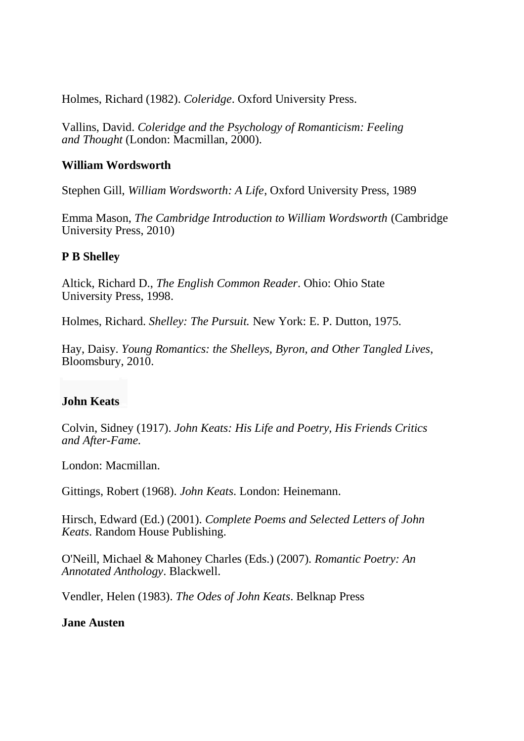Holmes, Richard (1982). *Coleridge*. Oxford University Press.

Vallins, David. *Coleridge and the Psychology of Romanticism: Feeling and Thought* (London: Macmillan, 2000).

**William Wordsworth**

Stephen Gill, *William Wordsworth: A Life*, Oxford University Press, 1989

Emma Mason, *The Cambridge Introduction to William Wordsworth* (Cambridge University Press, 2010)

**P B Shelley**

Altick, Richard D., *The English Common Reader*. Ohio: Ohio State University Press, 1998.

Holmes, Richard. *Shelley: The Pursuit.* New York: E. P. Dutton, 1975.

Hay, Daisy. *Young Romantics: the Shelleys, Byron, and Other Tangled Lives*, Bloomsbury, 2010.

**John Keats**

Colvin, Sidney (1917). *John Keats: His Life and Poetry, His Friends Critics and After-Fame.*

London: Macmillan.

Gittings, Robert (1968). *John Keats*. London: Heinemann.

Hirsch, Edward (Ed.) (2001). *Complete Poems and Selected Letters of John Keats*. Random House Publishing.

O'Neill, Michael & Mahoney Charles (Eds.) (2007). *Romantic Poetry: An Annotated Anthology*. Blackwell.

Vendler, Helen (1983). *The Odes of John Keats*. Belknap Press

**Jane Austen**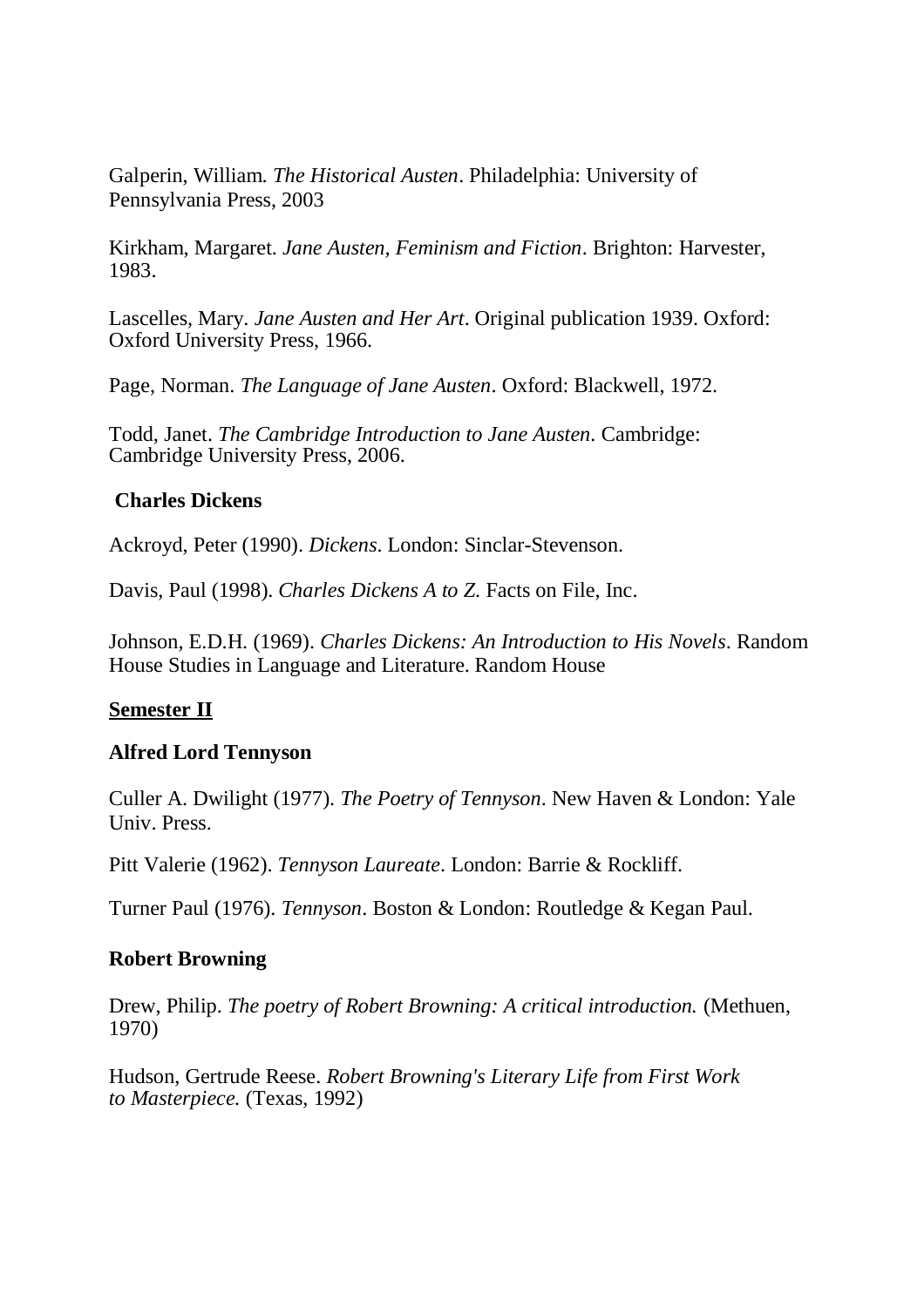Galperin, William. *The Historical Austen*. Philadelphia: University of Pennsylvania Press, 2003

Kirkham, Margaret. *Jane Austen, Feminism and Fiction*. Brighton: Harvester, 1983.

Lascelles, Mary. *Jane Austen and Her Art*. Original publication 1939. Oxford: Oxford University Press, 1966.

Page, Norman. *The Language of Jane Austen*. Oxford: Blackwell, 1972.

Todd, Janet. *The Cambridge Introduction to Jane Austen*. Cambridge: Cambridge University Press, 2006.

**Charles Dickens**

Ackroyd, Peter (1990). *Dickens*. London: Sinclar-Stevenson.

Davis, Paul (1998). *Charles Dickens A to Z.* Facts on File, Inc.

Johnson, E.D.H. (1969). *Charles Dickens: An Introduction to His Novels*. Random House Studies in Language and Literature. Random House

**Semester II**

**Alfred Lord Tennyson**

Culler A. Dwilight (1977). *The Poetry of Tennyson*. New Haven & London: Yale Univ. Press.

Pitt Valerie (1962). *Tennyson Laureate*. London: Barrie & Rockliff.

Turner Paul (1976). *Tennyson*. Boston & London: Routledge & Kegan Paul.

**Robert Browning**

Drew, Philip. *The poetry of Robert Browning: A critical introduction.* (Methuen, 1970)

Hudson, Gertrude Reese. *Robert Browning's Literary Life from First Work to Masterpiece.* (Texas, 1992)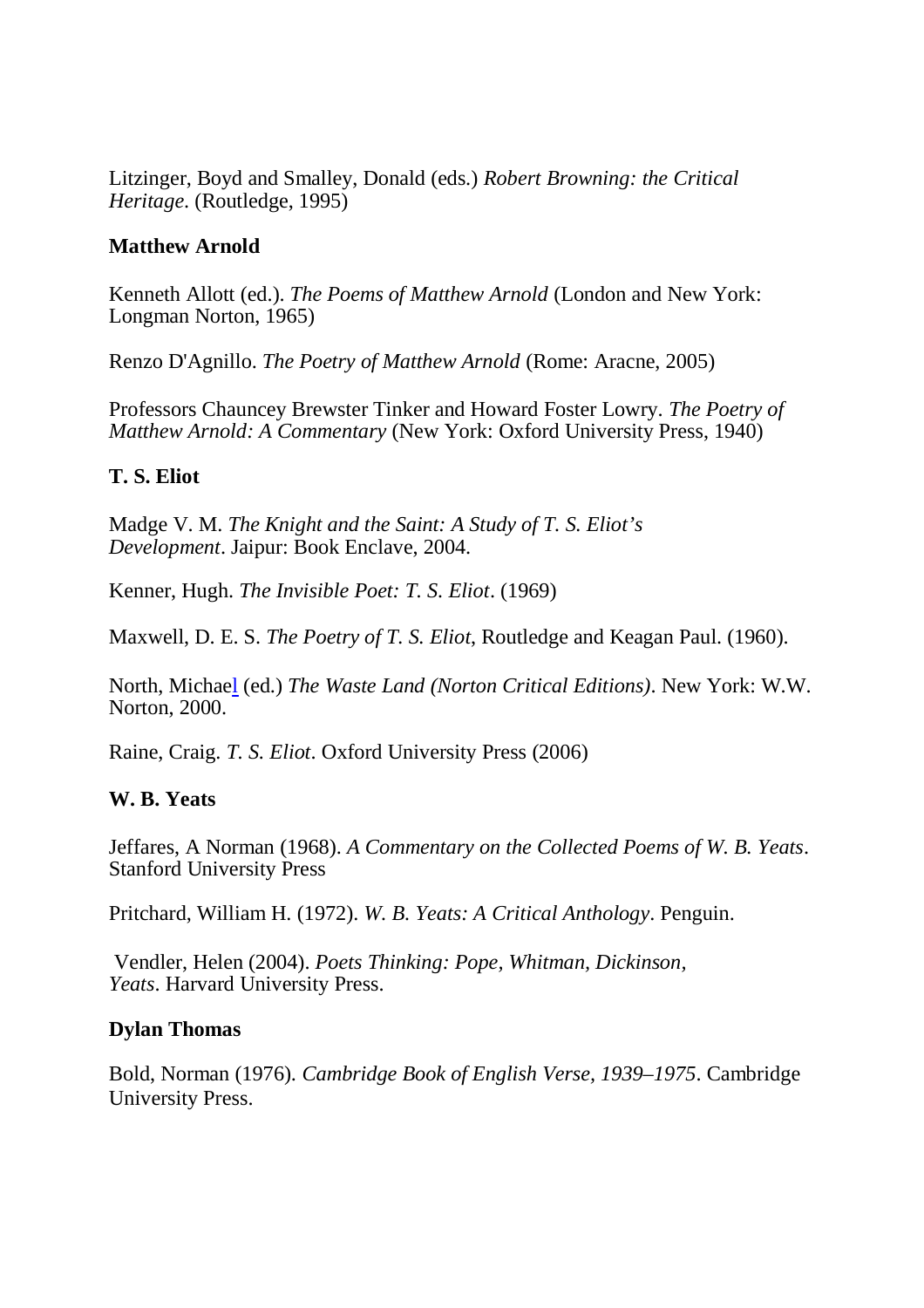Litzinger, Boyd and Smalley, Donald (eds.) *Robert Browning: the Critical Heritage*. (Routledge, 1995)

**Matthew Arnold**

Kenneth Allott (ed.). *The Poems of Matthew Arnold* (London and New York: Longman Norton, 1965)

Renzo D'Agnillo. *The Poetry of Matthew Arnold* (Rome: Aracne, 2005)

Professors Chauncey Brewster Tinker and Howard Foster Lowry. *The Poetry of Matthew Arnold: A Commentary* (New York: Oxford University Press, 1940)

**T. S. Eliot**

Madge V. M. *The Knight and the Saint: A Study of T. S. Eliot's Development*. Jaipur: Book Enclave, 2004.

Kenner, Hugh. *The Invisible Poet: T. S. Eliot*. (1969)

Maxwell, D. E. S. *The Poetry of T. S. Eliot*, Routledge and Keagan Paul. (1960).

North, Michael (ed.) *The Waste Land (Norton Critical Editions)*. New York: W.W. Norton, 2000.

Raine, Craig. *T. S. Eliot*. Oxford University Press (2006)

**W. B. Yeats**

Jeffares, A Norman (1968). *A Commentary on the Collected Poems of W. B. Yeats*. Stanford University Press

Pritchard, William H. (1972). *W. B. Yeats: A Critical Anthology*. Penguin.

Vendler, Helen (2004). *Poets Thinking: Pope, Whitman, Dickinson, Yeats*. Harvard University Press.

**Dylan Thomas**

Bold, Norman (1976). *Cambridge Book of English Verse, 1939–1975*. Cambridge University Press.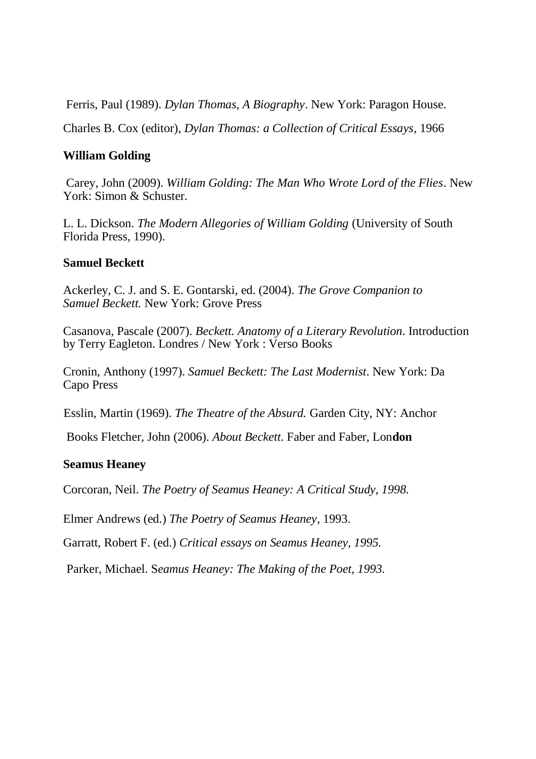Ferris, Paul (1989). *Dylan Thomas, A Biography*. New York: Paragon House.

Charles B. Cox (editor), *Dylan Thomas: a Collection of Critical Essays*, 1966

**William Golding**

Carey, John (2009). *William Golding: The Man Who Wrote Lord of the Flies*. New York: Simon & Schuster.

L. L. Dickson. *The Modern Allegories of William Golding* (University of South Florida Press, 1990).

**Samuel Beckett**

Ackerley, C. J. and S. E. Gontarski, ed. (2004). *The Grove Companion to Samuel Beckett.* New York: Grove Press

Casanova, Pascale (2007). *Beckett. Anatomy of a Literary Revolution*. Introduction by Terry Eagleton. Londres / New York : Verso Books

Cronin, Anthony (1997). *Samuel Beckett: The Last Modernist*. New York: Da Capo Press

Esslin, Martin (1969). *The Theatre of the Absurd.* Garden City, NY: Anchor

Books Fletcher, John (2006). *About Beckett*. Faber and Faber, Lon**don**

**Seamus Heaney**

Corcoran, Neil. *The Poetry of Seamus Heaney: A Critical Study, 1998.*

Elmer Andrews (ed.) *The Poetry of Seamus Heaney*, 1993.

Garratt, Robert F. (ed.) *Critical essays on Seamus Heaney, 1995.*

Parker, Michael. S*eamus Heaney: The Making of the Poet, 1993.*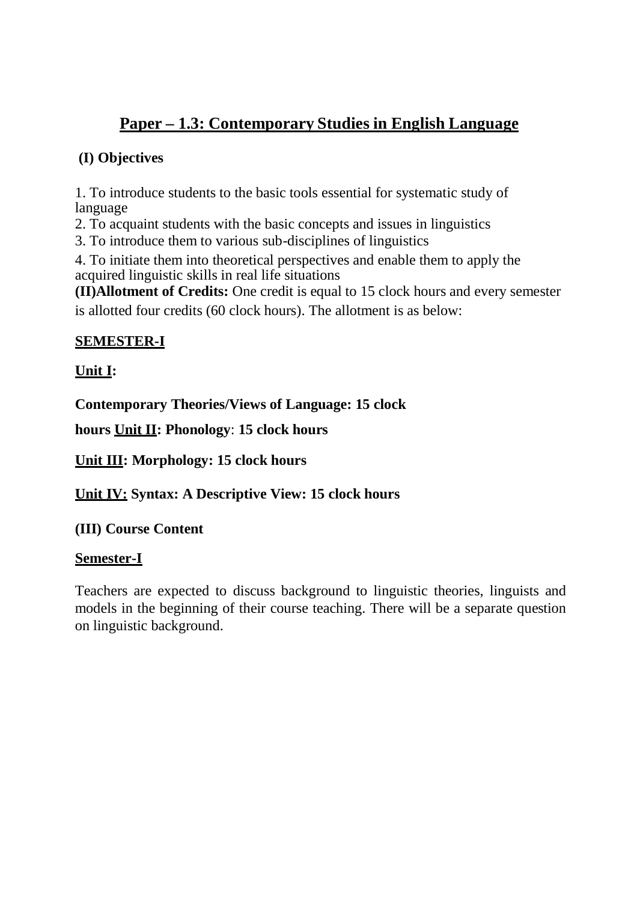# Paper – 1.3: Contemporary Studies in English Language

**(I) Objectives**

1. To introduce students to the basic tools essential for systematic study of language
2. To acquaint students with the basic concepts and issues in linguistics
3. To introduce them to various sub-disciplines of linguistics
4. To initiate them into theoretical perspectives and enable them to apply the acquired linguistic skills in real life situations

**(II)Allotment of Credits:** One credit is equal to 15 clock hours and every semester is allotted four credits (60 clock hours). The allotment is as below:

**SEMESTER-I**

**Unit I:**

**Contemporary Theories/Views of Language: 15 clock hours**

**Unit II: Phonology: 15 clock hours**

**Unit III: Morphology: 15 clock hours**

**Unit IV: Syntax: A Descriptive View: 15 clock hours**

**(III) Course Content**

**Semester-I**

Teachers are expected to discuss background to linguistic theories, linguists and models in the beginning of their course teaching. There will be a separate question on linguistic background.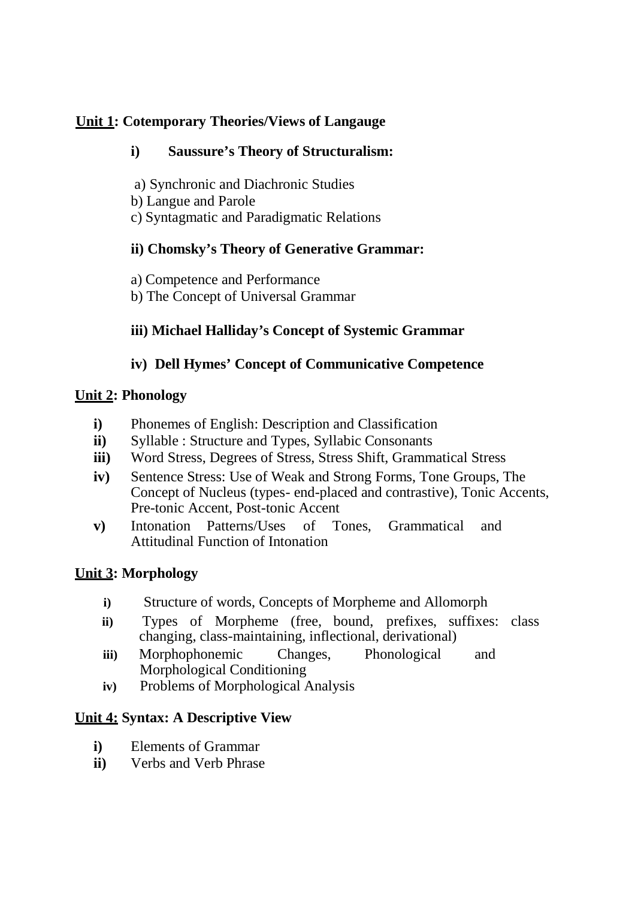**<u>Unit 1</u>: Cotemporary Theories/Views of Langauge**

**i) Saussure's Theory of Structuralism:**

a) Synchronic and Diachronic Studies
b) Langue and Parole
c) Syntagmatic and Paradigmatic Relations

**ii) Chomsky's Theory of Generative Grammar:**

a) Competence and Performance
b) The Concept of Universal Grammar

**iii) Michael Halliday's Concept of Systemic Grammar**

**iv) Dell Hymes' Concept of Communicative Competence**

**<u>Unit 2</u>: Phonology**

- **i)** Phonemes of English: Description and Classification
- **ii)** Syllable : Structure and Types, Syllabic Consonants
- **iii)** Word Stress, Degrees of Stress, Stress Shift, Grammatical Stress
- **iv)** Sentence Stress: Use of Weak and Strong Forms, Tone Groups, The Concept of Nucleus (types- end-placed and contrastive), Tonic Accents, Pre-tonic Accent, Post-tonic Accent
- **v)** Intonation Patterns/Uses of Tones, Grammatical and Attitudinal Function of Intonation

**<u>Unit 3</u>: Morphology**

- **i)** Structure of words, Concepts of Morpheme and Allomorph
- **ii)** Types of Morpheme (free, bound, prefixes, suffixes: class changing, class-maintaining, inflectional, derivational)
- **iii)** Morphophonemic Changes, Phonological and Morphological Conditioning
- **iv)** Problems of Morphological Analysis

**<u>Unit 4:</u> Syntax: A Descriptive View**

- **i)** Elements of Grammar
- **ii)** Verbs and Verb Phrase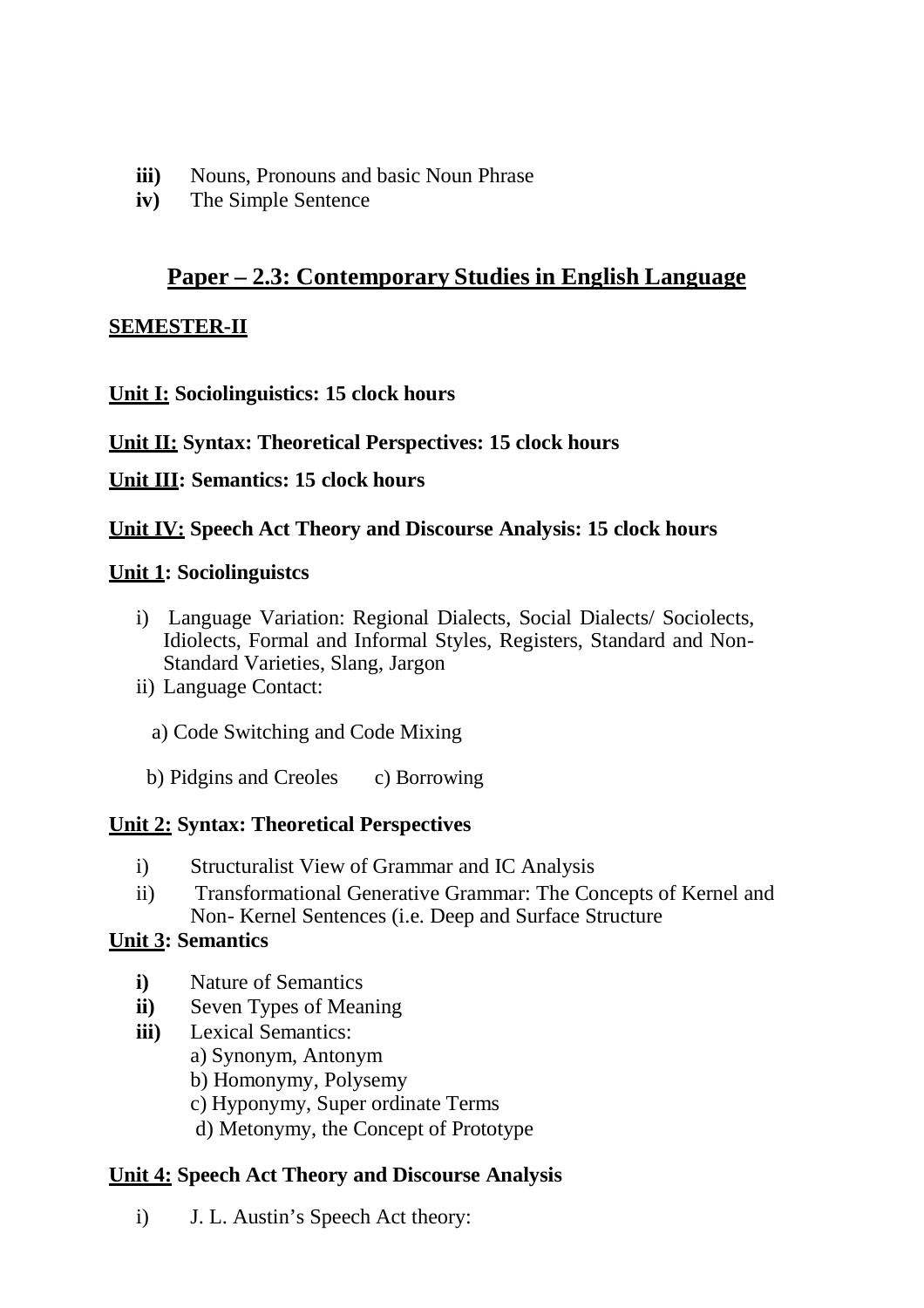- **iii)** Nouns, Pronouns and basic Noun Phrase
- **iv)** The Simple Sentence

## Paper – 2.3: Contemporary Studies in English Language

**SEMESTER-II**

**Unit I: Sociolinguistics: 15 clock hours**

**Unit II: Syntax: Theoretical Perspectives: 15 clock hours**

**Unit III: Semantics: 15 clock hours**

**Unit IV: Speech Act Theory and Discourse Analysis: 15 clock hours**

**Unit 1: Sociolinguistcs**

- i) Language Variation: Regional Dialects, Social Dialects/ Sociolects, Idiolects, Formal and Informal Styles, Registers, Standard and Non-Standard Varieties, Slang, Jargon
- ii) Language Contact:

  a) Code Switching and Code Mixing

  b) Pidgins and Creoles c) Borrowing

**Unit 2: Syntax: Theoretical Perspectives**

- i) Structuralist View of Grammar and IC Analysis
- ii) Transformational Generative Grammar: The Concepts of Kernel and Non- Kernel Sentences (i.e. Deep and Surface Structure

**Unit 3: Semantics**

- **i)** Nature of Semantics
- **ii)** Seven Types of Meaning
- **iii)** Lexical Semantics:
  - a) Synonym, Antonym
  - b) Homonymy, Polysemy
  - c) Hyponymy, Super ordinate Terms
  - d) Metonymy, the Concept of Prototype

**Unit 4: Speech Act Theory and Discourse Analysis**

- i) J. L. Austin's Speech Act theory: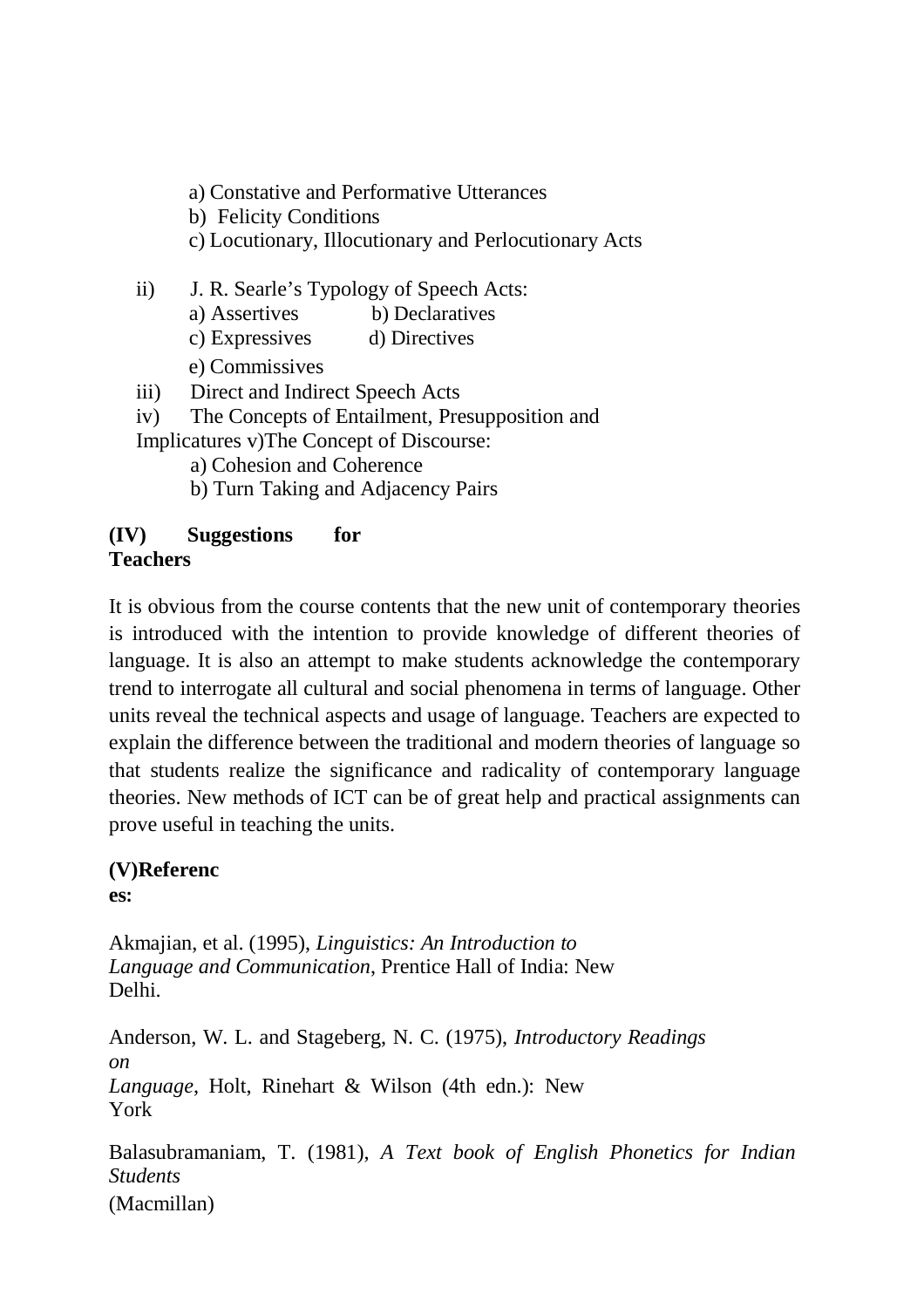a) Constative and Performative Utterances
b) Felicity Conditions
c) Locutionary, Illocutionary and Perlocutionary Acts

ii) J. R. Searle's Typology of Speech Acts:
a) Assertives b) Declaratives
c) Expressives d) Directives
e) Commissives

iii) Direct and Indirect Speech Acts

iv) The Concepts of Entailment, Presupposition and Implicatures

v) The Concept of Discourse:
a) Cohesion and Coherence
b) Turn Taking and Adjacency Pairs

**(IV) Suggestions for Teachers**

It is obvious from the course contents that the new unit of contemporary theories is introduced with the intention to provide knowledge of different theories of language. It is also an attempt to make students acknowledge the contemporary trend to interrogate all cultural and social phenomena in terms of language. Other units reveal the technical aspects and usage of language. Teachers are expected to explain the difference between the traditional and modern theories of language so that students realize the significance and radicality of contemporary language theories. New methods of ICT can be of great help and practical assignments can prove useful in teaching the units.

**(V)References:**

Akmajian, et al. (1995), *Linguistics: An Introduction to Language and Communication*, Prentice Hall of India: New Delhi.

Anderson, W. L. and Stageberg, N. C. (1975), *Introductory Readings on Language*, Holt, Rinehart & Wilson (4th edn.): New York

Balasubramaniam, T. (1981), *A Text book of English Phonetics for Indian Students* (Macmillan)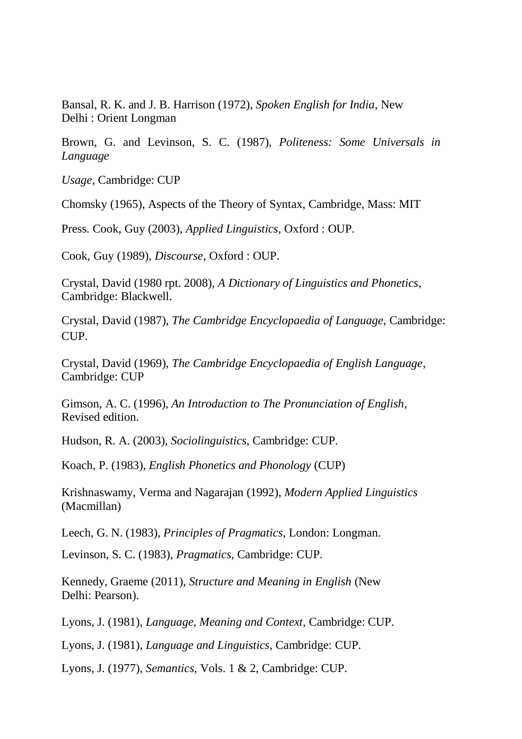Bansal, R. K. and J. B. Harrison (1972), *Spoken English for India*, New Delhi : Orient Longman

Brown, G. and Levinson, S. C. (1987), *Politeness: Some Universals in Language*

*Usage*, Cambridge: CUP

Chomsky (1965), Aspects of the Theory of Syntax, Cambridge, Mass: MIT

Press. Cook, Guy (2003), *Applied Linguistics*, Oxford : OUP.

Cook, Guy (1989), *Discourse*, Oxford : OUP.

Crystal, David (1980 rpt. 2008), *A Dictionary of Linguistics and Phonetics*, Cambridge: Blackwell.

Crystal, David (1987), *The Cambridge Encyclopaedia of Language*, Cambridge: CUP.

Crystal, David (1969), *The Cambridge Encyclopaedia of English Language*, Cambridge: CUP

Gimson, A. C. (1996), *An Introduction to The Pronunciation of English*, Revised edition.

Hudson, R. A. (2003), *Sociolinguistics*, Cambridge: CUP.

Koach, P. (1983), *English Phonetics and Phonology* (CUP)

Krishnaswamy, Verma and Nagarajan (1992), *Modern Applied Linguistics* (Macmillan)

Leech, G. N. (1983), *Principles of Pragmatics*, London: Longman.

Levinson, S. C. (1983), *Pragmatics*, Cambridge: CUP.

Kennedy, Graeme (2011), *Structure and Meaning in English* (New Delhi: Pearson).

Lyons, J. (1981), *Language, Meaning and Context*, Cambridge: CUP.

Lyons, J. (1981), *Language and Linguistics*, Cambridge: CUP.

Lyons, J. (1977), *Semantics*, Vols. 1 & 2, Cambridge: CUP.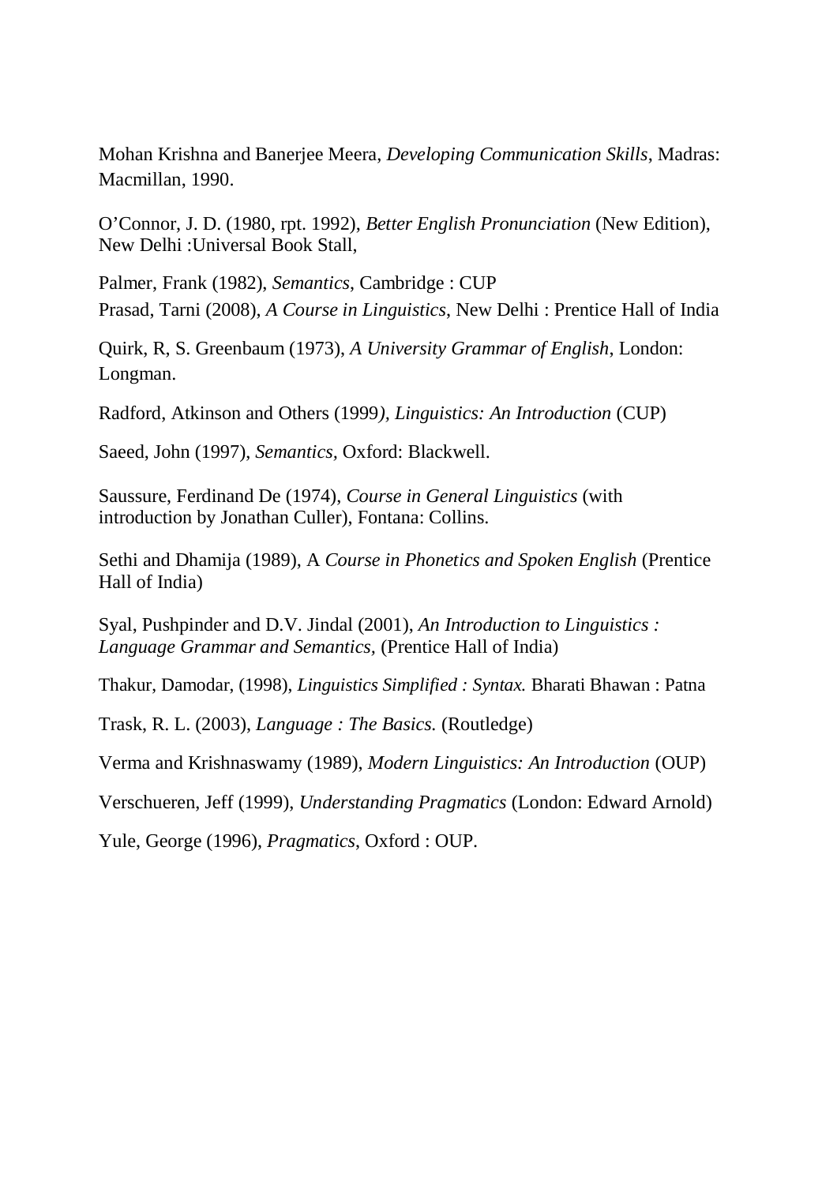Mohan Krishna and Banerjee Meera, *Developing Communication Skills*, Madras: Macmillan, 1990.

O'Connor, J. D. (1980, rpt. 1992), *Better English Pronunciation* (New Edition), New Delhi :Universal Book Stall,

Palmer, Frank (1982), *Semantics*, Cambridge : CUP

Prasad, Tarni (2008), *A Course in Linguistics*, New Delhi : Prentice Hall of India

Quirk, R, S. Greenbaum (1973), *A University Grammar of English*, London: Longman.

Radford, Atkinson and Others (1999*), Linguistics: An Introduction* (CUP)

Saeed, John (1997), *Semantics,* Oxford: Blackwell.

Saussure, Ferdinand De (1974), *Course in General Linguistics* (with introduction by Jonathan Culler), Fontana: Collins.

Sethi and Dhamija (1989), A *Course in Phonetics and Spoken English* (Prentice Hall of India)

Syal, Pushpinder and D.V. Jindal (2001), *An Introduction to Linguistics : Language Grammar and Semantics,* (Prentice Hall of India)

Thakur, Damodar, (1998), *Linguistics Simplified : Syntax.* Bharati Bhawan : Patna

Trask, R. L. (2003), *Language : The Basics.* (Routledge)

Verma and Krishnaswamy (1989), *Modern Linguistics: An Introduction* (OUP)

Verschueren, Jeff (1999), *Understanding Pragmatics* (London: Edward Arnold)

Yule, George (1996), *Pragmatics*, Oxford : OUP.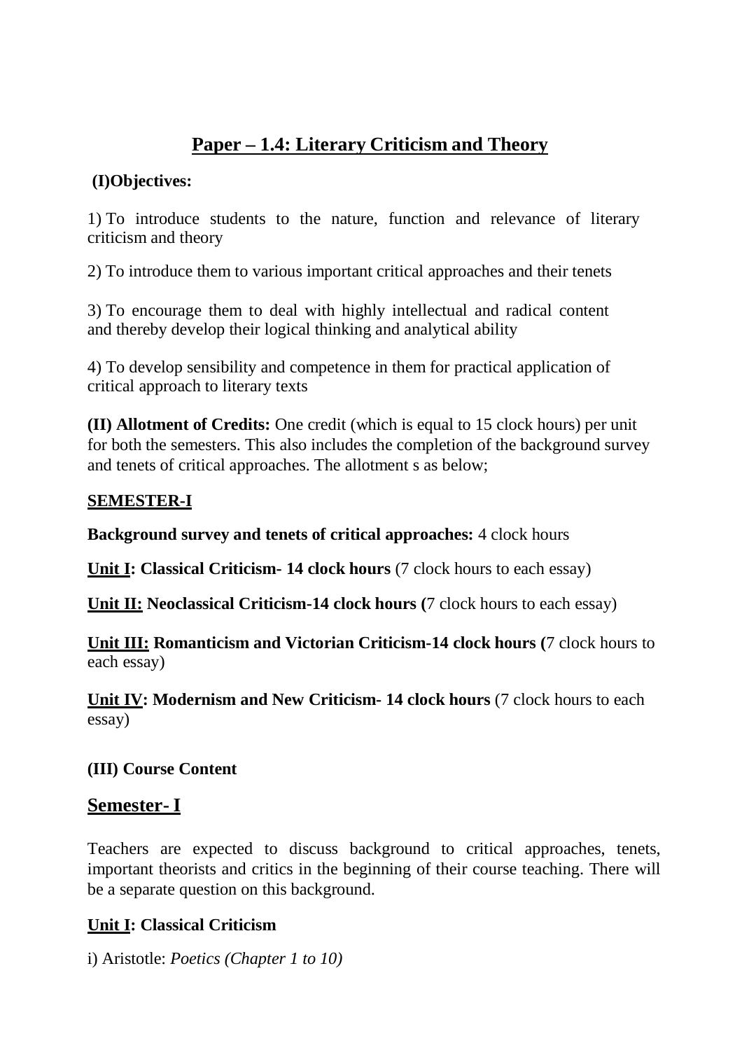# Paper – 1.4: Literary Criticism and Theory

**(I)Objectives:**

1) To introduce students to the nature, function and relevance of literary criticism and theory

2) To introduce them to various important critical approaches and their tenets

3) To encourage them to deal with highly intellectual and radical content and thereby develop their logical thinking and analytical ability

4) To develop sensibility and competence in them for practical application of critical approach to literary texts

**(II) Allotment of Credits:** One credit (which is equal to 15 clock hours) per unit for both the semesters. This also includes the completion of the background survey and tenets of critical approaches. The allotment s as below;

**SEMESTER-I**

**Background survey and tenets of critical approaches:** 4 clock hours

**Unit I: Classical Criticism- 14 clock hours** (7 clock hours to each essay)

**Unit II: Neoclassical Criticism-14 clock hours (**7 clock hours to each essay)

**Unit III: Romanticism and Victorian Criticism-14 clock hours (**7 clock hours to each essay)

**Unit IV: Modernism and New Criticism- 14 clock hours** (7 clock hours to each essay)

**(III) Course Content**

## Semester- I

Teachers are expected to discuss background to critical approaches, tenets, important theorists and critics in the beginning of their course teaching. There will be a separate question on this background.

**Unit I: Classical Criticism**

i) Aristotle: *Poetics (Chapter 1 to 10)*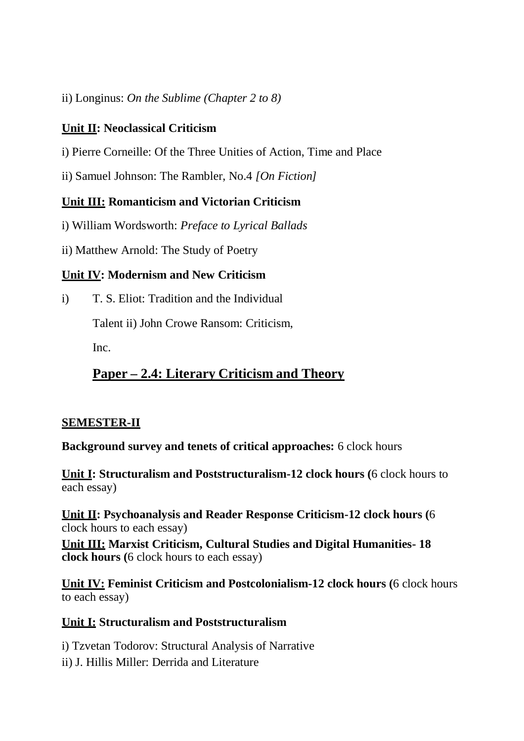ii) Longinus: *On the Sublime (Chapter 2 to 8)*

**Unit II: Neoclassical Criticism**

i) Pierre Corneille: Of the Three Unities of Action, Time and Place

ii) Samuel Johnson: The Rambler, No.4 *[On Fiction]*

**Unit III: Romanticism and Victorian Criticism**

i) William Wordsworth: *Preface to Lyrical Ballads*

ii) Matthew Arnold: The Study of Poetry

**Unit IV: Modernism and New Criticism**

i) T. S. Eliot: Tradition and the Individual Talent
ii) John Crowe Ransom: Criticism, Inc.

## Paper – 2.4: Literary Criticism and Theory

**SEMESTER-II**

**Background survey and tenets of critical approaches:** 6 clock hours

**Unit I: Structuralism and Poststructuralism-12 clock hours (**6 clock hours to each essay)

**Unit II: Psychoanalysis and Reader Response Criticism-12 clock hours (**6 clock hours to each essay)

**Unit III: Marxist Criticism, Cultural Studies and Digital Humanities- 18 clock hours (**6 clock hours to each essay)

**Unit IV: Feminist Criticism and Postcolonialism-12 clock hours (**6 clock hours to each essay)

**Unit I: Structuralism and Poststructuralism**

i) Tzvetan Todorov: Structural Analysis of Narrative

ii) J. Hillis Miller: Derrida and Literature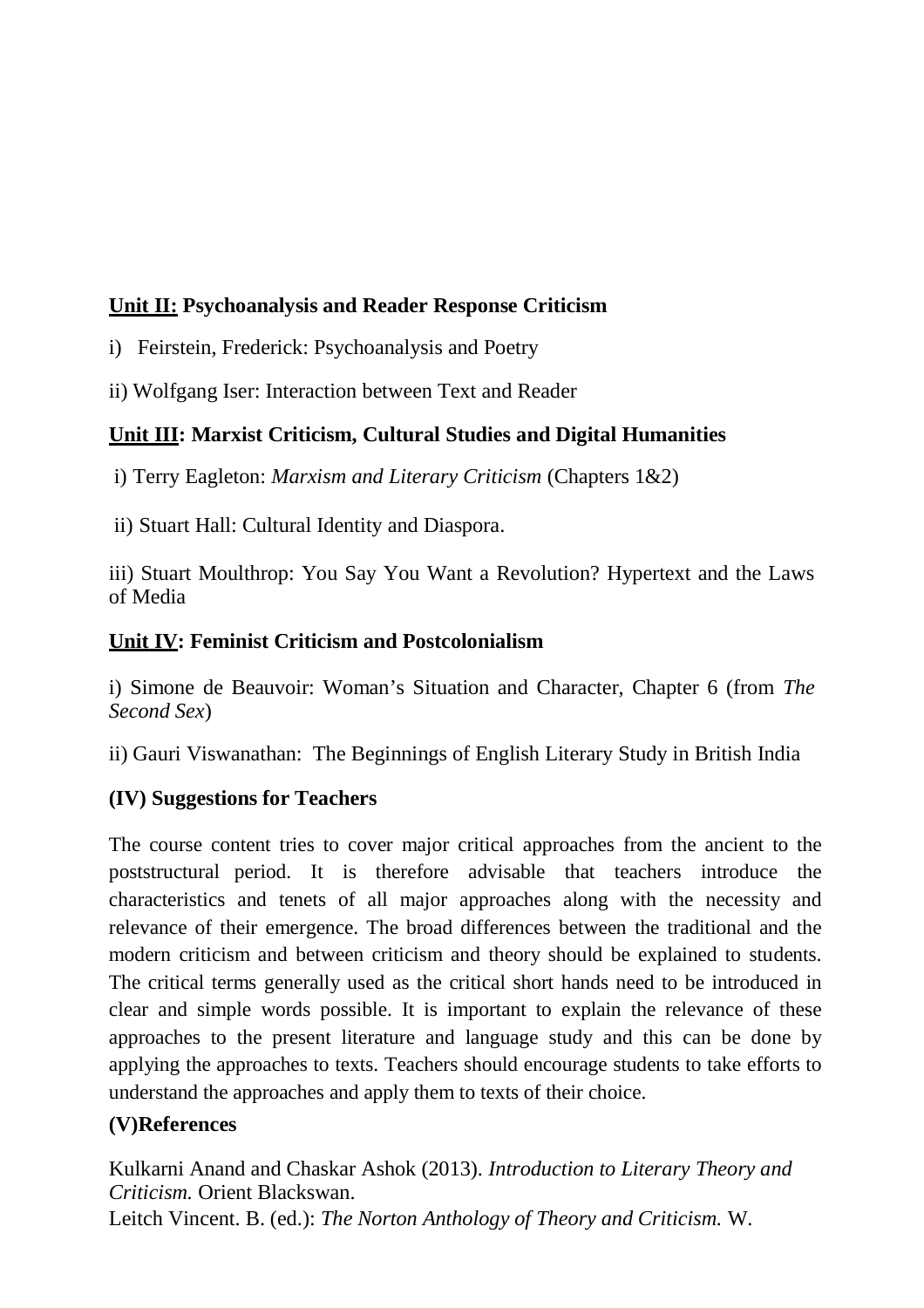**<u>Unit II:</u> Psychoanalysis and Reader Response Criticism**

i) Feirstein, Frederick: Psychoanalysis and Poetry

ii) Wolfgang Iser: Interaction between Text and Reader

**<u>Unit III</u>: Marxist Criticism, Cultural Studies and Digital Humanities**

i) Terry Eagleton: *Marxism and Literary Criticism* (Chapters 1&2)

ii) Stuart Hall: Cultural Identity and Diaspora.

iii) Stuart Moulthrop: You Say You Want a Revolution? Hypertext and the Laws of Media

**<u>Unit IV</u>: Feminist Criticism and Postcolonialism**

i) Simone de Beauvoir: Woman's Situation and Character, Chapter 6 (from *The Second Sex*)

ii) Gauri Viswanathan: The Beginnings of English Literary Study in British India

**(IV) Suggestions for Teachers**

The course content tries to cover major critical approaches from the ancient to the poststructural period. It is therefore advisable that teachers introduce the characteristics and tenets of all major approaches along with the necessity and relevance of their emergence. The broad differences between the traditional and the modern criticism and between criticism and theory should be explained to students. The critical terms generally used as the critical short hands need to be introduced in clear and simple words possible. It is important to explain the relevance of these approaches to the present literature and language study and this can be done by applying the approaches to texts. Teachers should encourage students to take efforts to understand the approaches and apply them to texts of their choice.

**(V)References**

Kulkarni Anand and Chaskar Ashok (2013). *Introduction to Literary Theory and Criticism.* Orient Blackswan.
Leitch Vincent. B. (ed.): *The Norton Anthology of Theory and Criticism.* W.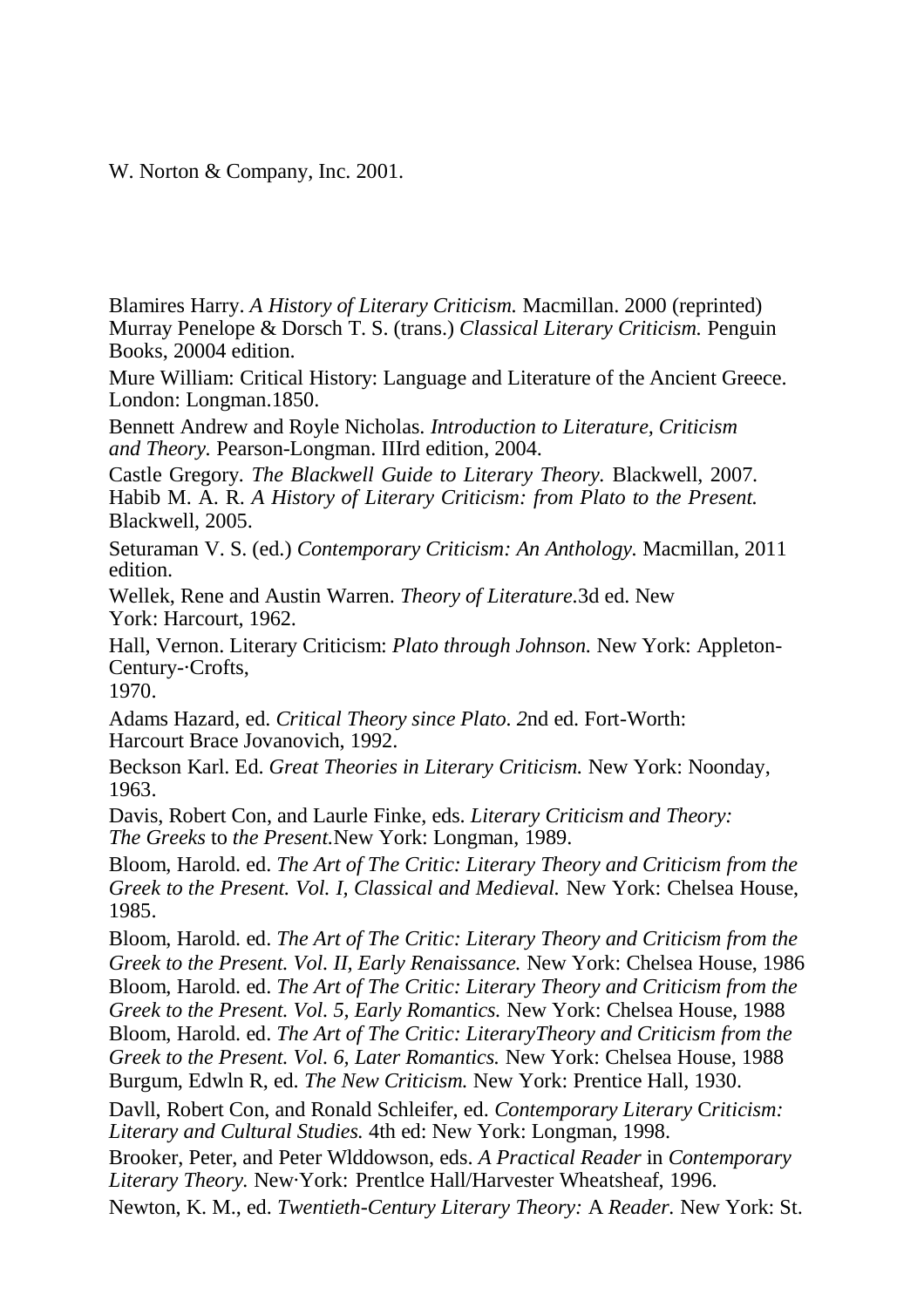W. Norton & Company, Inc. 2001.

Blamires Harry. *A History of Literary Criticism.* Macmillan. 2000 (reprinted)
Murray Penelope & Dorsch T. S. (trans.) *Classical Literary Criticism.* Penguin Books, 20004 edition.

Mure William: Critical History: Language and Literature of the Ancient Greece. London: Longman.1850.

Bennett Andrew and Royle Nicholas. *Introduction to Literature, Criticism and Theory.* Pearson-Longman. IIIrd edition, 2004.

Castle Gregory. *The Blackwell Guide to Literary Theory.* Blackwell, 2007.
Habib M. A. R. *A History of Literary Criticism: from Plato to the Present.* Blackwell, 2005.

Seturaman V. S. (ed.) *Contemporary Criticism: An Anthology.* Macmillan, 2011 edition.

Wellek, Rene and Austin Warren. *Theory of Literature*.3d ed. New York: Harcourt, 1962.

Hall, Vernon. Literary Criticism: *Plato through Johnson.* New York: Appleton-Century-·Crofts,
1970.

Adams Hazard, ed. *Critical Theory since Plato. 2*nd ed. Fort-Worth: Harcourt Brace Jovanovich, 1992.

Beckson Karl. Ed. *Great Theories in Literary Criticism.* New York: Noonday, 1963.

Davis, Robert Con, and Laurle Finke, eds. *Literary Criticism and Theory: The Greeks* to *the Present.*New York: Longman, 1989.

Bloom, Harold. ed. *The Art of The Critic: Literary Theory and Criticism from the Greek to the Present. Vol. I, Classical and Medieval.* New York: Chelsea House, 1985.

Bloom, Harold. ed. *The Art of The Critic: Literary Theory and Criticism from the Greek to the Present. Vol. II, Early Renaissance.* New York: Chelsea House, 1986
Bloom, Harold. ed. *The Art of The Critic: Literary Theory and Criticism from the Greek to the Present. Vol. 5, Early Romantics.* New York: Chelsea House, 1988
Bloom, Harold. ed. *The Art of The Critic: LiteraryTheory and Criticism from the Greek to the Present. Vol. 6, Later Romantics.* New York: Chelsea House, 1988
Burgum, Edwln R, ed. *The New Criticism.* New York: Prentice Hall, 1930.

Davll, Robert Con, and Ronald Schleifer, ed. *Contemporary Literary* C*riticism: Literary and Cultural Studies.* 4th ed: New York: Longman, 1998.

Brooker, Peter, and Peter Wlddowson, eds. *A Practical Reader* in *Contemporary Literary Theory.* New·York: Prentlce Hall/Harvester Wheatsheaf, 1996.

Newton, K. M., ed. *Twentieth-Century Literary Theory:* A *Reader.* New York: St.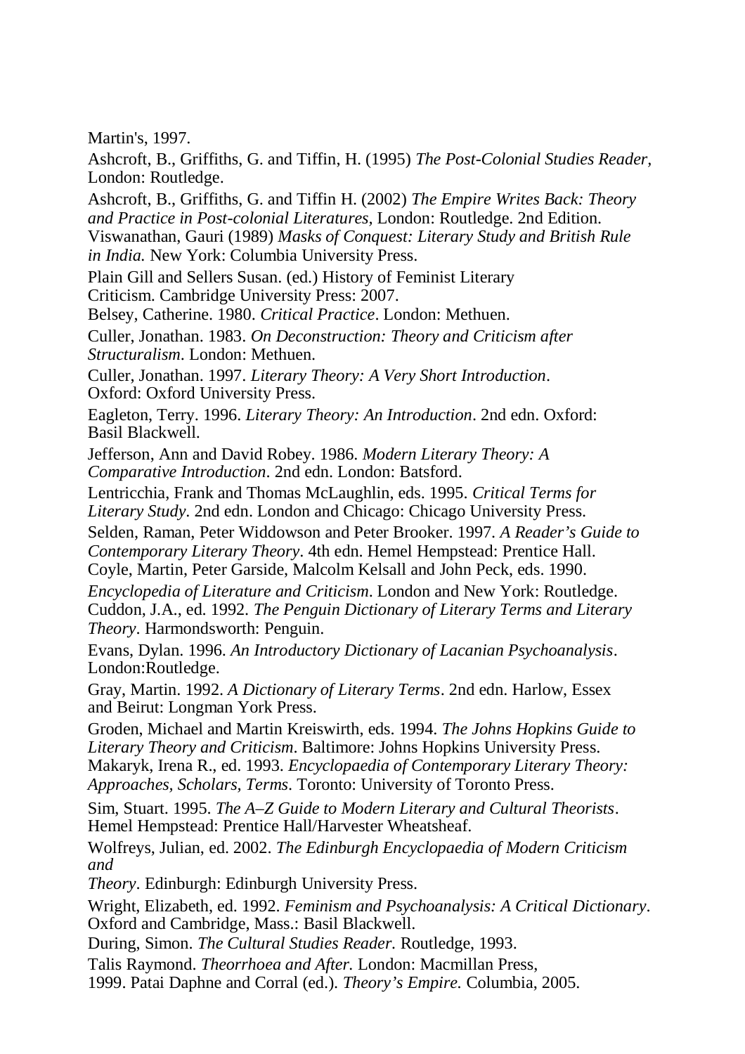Martin's, 1997.

Ashcroft, B., Griffiths, G. and Tiffin, H. (1995) *The Post-Colonial Studies Reader,* London: Routledge.

Ashcroft, B., Griffiths, G. and Tiffin H. (2002) *The Empire Writes Back: Theory and Practice in Post-colonial Literatures,* London: Routledge. 2nd Edition.

Viswanathan, Gauri (1989) *Masks of Conquest: Literary Study and British Rule in India.* New York: Columbia University Press.

Plain Gill and Sellers Susan. (ed.) History of Feminist Literary Criticism. Cambridge University Press: 2007.

Belsey, Catherine. 1980. *Critical Practice*. London: Methuen.

Culler, Jonathan. 1983. *On Deconstruction: Theory and Criticism after Structuralism*. London: Methuen.

Culler, Jonathan. 1997. *Literary Theory: A Very Short Introduction*. Oxford: Oxford University Press.

Eagleton, Terry. 1996. *Literary Theory: An Introduction*. 2nd edn. Oxford: Basil Blackwell.

Jefferson, Ann and David Robey. 1986. *Modern Literary Theory: A Comparative Introduction*. 2nd edn. London: Batsford.

Lentricchia, Frank and Thomas McLaughlin, eds. 1995. *Critical Terms for Literary Study*. 2nd edn. London and Chicago: Chicago University Press.

Selden, Raman, Peter Widdowson and Peter Brooker. 1997. *A Reader's Guide to Contemporary Literary Theory*. 4th edn. Hemel Hempstead: Prentice Hall.

Coyle, Martin, Peter Garside, Malcolm Kelsall and John Peck, eds. 1990. *Encyclopedia of Literature and Criticism*. London and New York: Routledge.

Cuddon, J.A., ed. 1992. *The Penguin Dictionary of Literary Terms and Literary Theory*. Harmondsworth: Penguin.

Evans, Dylan. 1996. *An Introductory Dictionary of Lacanian Psychoanalysis*. London:Routledge.

Gray, Martin. 1992. *A Dictionary of Literary Terms*. 2nd edn. Harlow, Essex and Beirut: Longman York Press.

Groden, Michael and Martin Kreiswirth, eds. 1994. *The Johns Hopkins Guide to Literary Theory and Criticism*. Baltimore: Johns Hopkins University Press.

Makaryk, Irena R., ed. 1993. *Encyclopaedia of Contemporary Literary Theory: Approaches, Scholars, Terms*. Toronto: University of Toronto Press.

Sim, Stuart. 1995. *The A–Z Guide to Modern Literary and Cultural Theorists*. Hemel Hempstead: Prentice Hall/Harvester Wheatsheaf.

Wolfreys, Julian, ed. 2002. *The Edinburgh Encyclopaedia of Modern Criticism and Theory*. Edinburgh: Edinburgh University Press.

Wright, Elizabeth, ed. 1992. *Feminism and Psychoanalysis: A Critical Dictionary*. Oxford and Cambridge, Mass.: Basil Blackwell.

During, Simon. *The Cultural Studies Reader.* Routledge, 1993.

Talis Raymond. *Theorrhoea and After.* London: Macmillan Press, 1999. Patai Daphne and Corral (ed.). *Theory's Empire.* Columbia, 2005.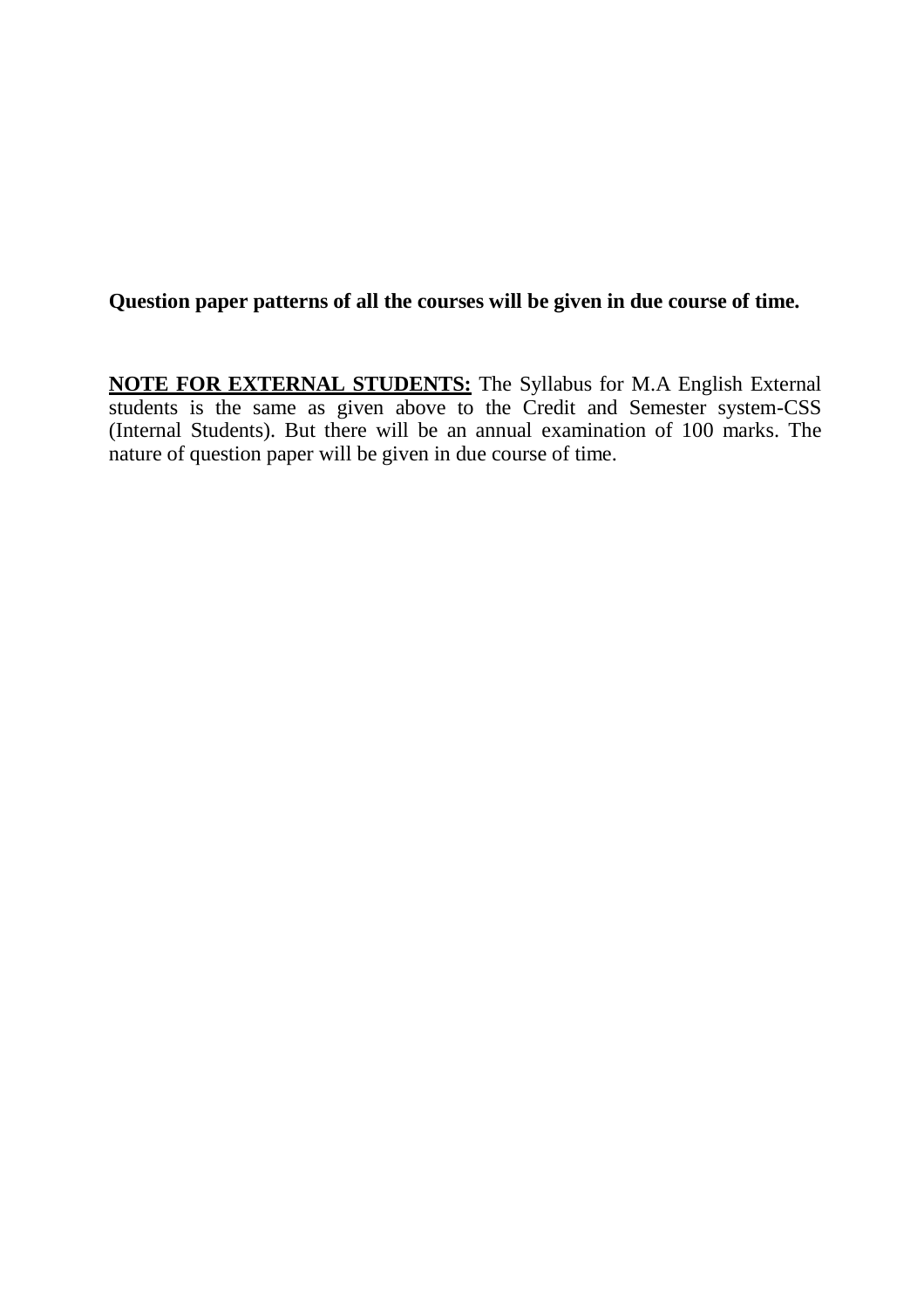**Question paper patterns of all the courses will be given in due course of time.**

**NOTE FOR EXTERNAL STUDENTS:** The Syllabus for M.A English External students is the same as given above to the Credit and Semester system-CSS (Internal Students). But there will be an annual examination of 100 marks. The nature of question paper will be given in due course of time.